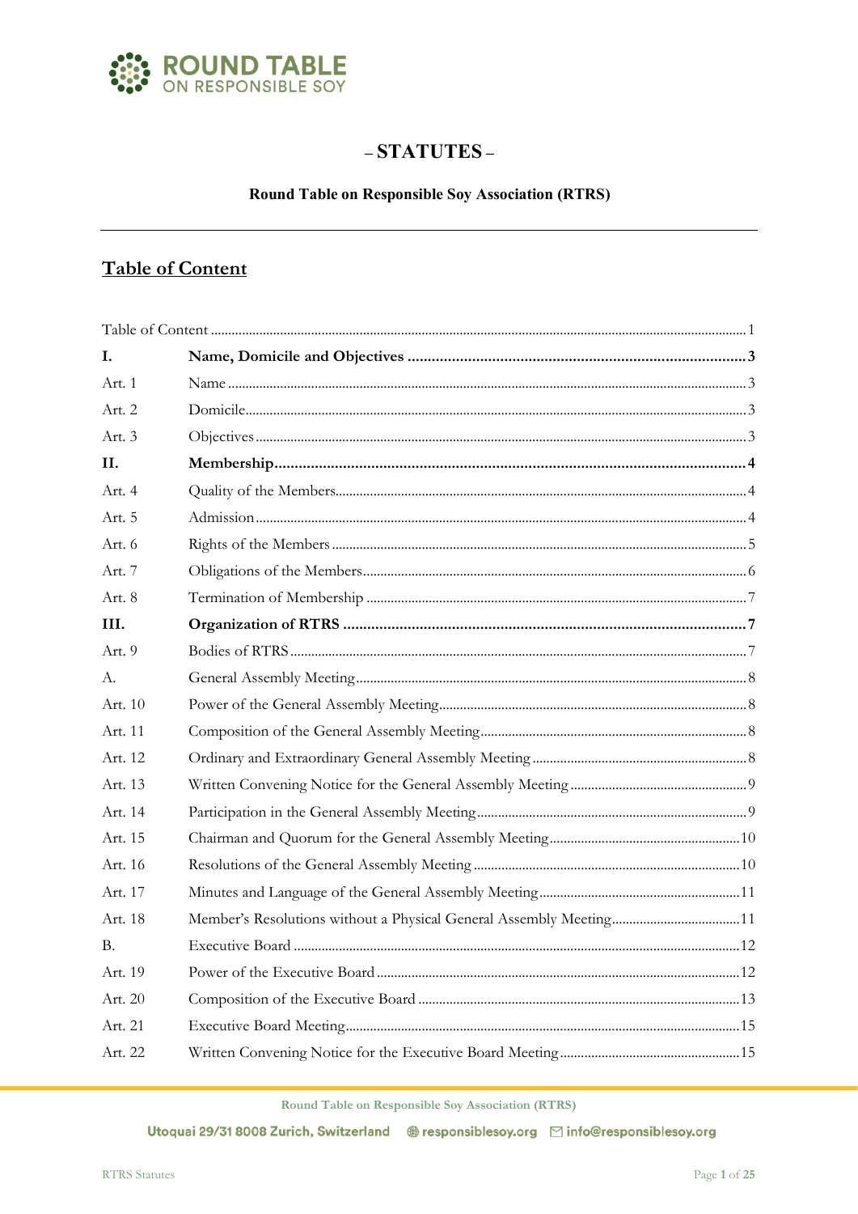# – STATUTES –

**Round Table on Responsible Soy Association (RTRS)**

---

## Table of Content

| | | |
|---|---|---|
| Table of Content | | 1 |
| **I.** | **Name, Domicile and Objectives** | **3** |
| Art. 1 | Name | 3 |
| Art. 2 | Domicile | 3 |
| Art. 3 | Objectives | 3 |
| **II.** | **Membership** | **4** |
| Art. 4 | Quality of the Members | 4 |
| Art. 5 | Admission | 4 |
| Art. 6 | Rights of the Members | 5 |
| Art. 7 | Obligations of the Members | 6 |
| Art. 8 | Termination of Membership | 7 |
| **III.** | **Organization of RTRS** | **7** |
| Art. 9 | Bodies of RTRS | 7 |
| A. | General Assembly Meeting | 8 |
| Art. 10 | Power of the General Assembly Meeting | 8 |
| Art. 11 | Composition of the General Assembly Meeting | 8 |
| Art. 12 | Ordinary and Extraordinary General Assembly Meeting | 8 |
| Art. 13 | Written Convening Notice for the General Assembly Meeting | 9 |
| Art. 14 | Participation in the General Assembly Meeting | 9 |
| Art. 15 | Chairman and Quorum for the General Assembly Meeting | 10 |
| Art. 16 | Resolutions of the General Assembly Meeting | 10 |
| Art. 17 | Minutes and Language of the General Assembly Meeting | 11 |
| Art. 18 | Member's Resolutions without a Physical General Assembly Meeting | 11 |
| B. | Executive Board | 12 |
| Art. 19 | Power of the Executive Board | 12 |
| Art. 20 | Composition of the Executive Board | 13 |
| Art. 21 | Executive Board Meeting | 15 |
| Art. 22 | Written Convening Notice for the Executive Board Meeting | 15 |

Round Table on Responsible Soy Association (RTRS)

Utoquai 29/31 8008 Zurich, Switzerland responsiblesoy.org info@responsiblesoy.org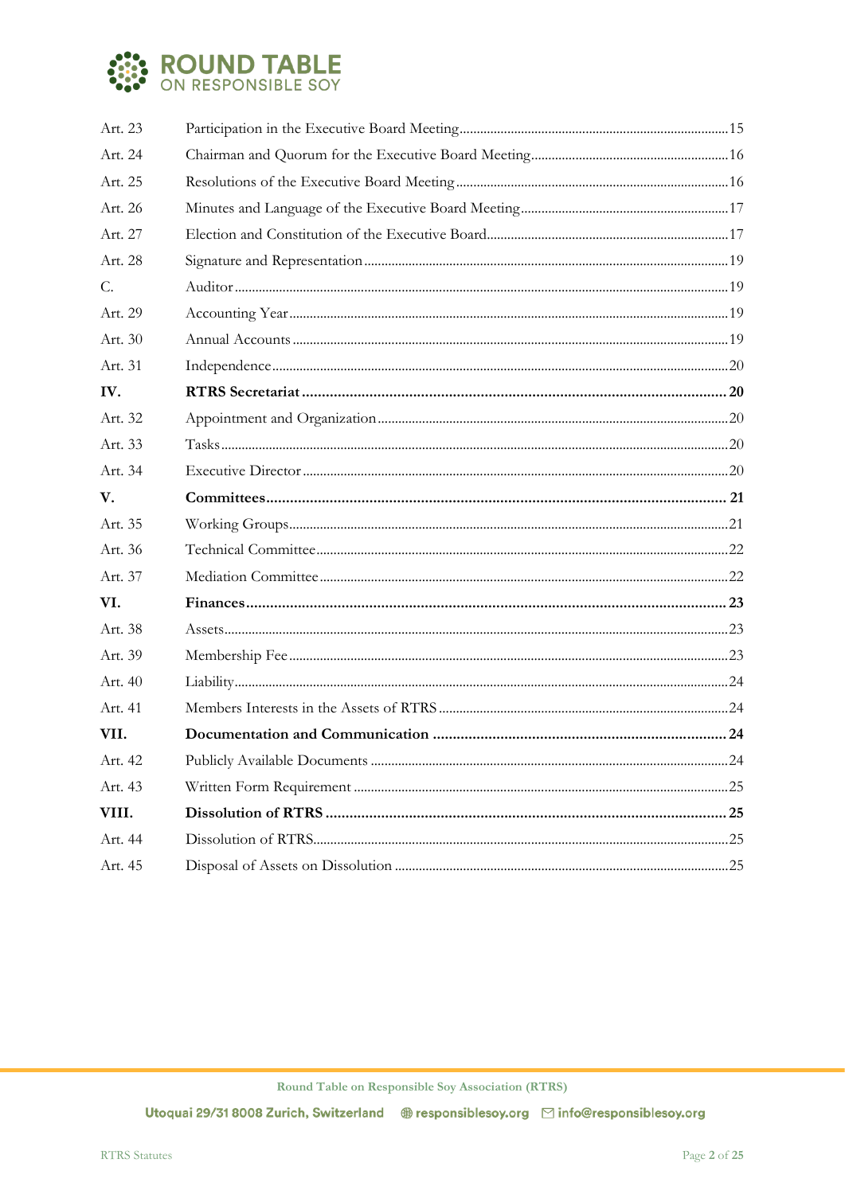| | | |
|---|---|---|
| Art. 23 | Participation in the Executive Board Meeting | 15 |
| Art. 24 | Chairman and Quorum for the Executive Board Meeting | 16 |
| Art. 25 | Resolutions of the Executive Board Meeting | 16 |
| Art. 26 | Minutes and Language of the Executive Board Meeting | 17 |
| Art. 27 | Election and Constitution of the Executive Board | 17 |
| Art. 28 | Signature and Representation | 19 |
| C. | Auditor | 19 |
| Art. 29 | Accounting Year | 19 |
| Art. 30 | Annual Accounts | 19 |
| Art. 31 | Independence | 20 |
| **IV.** | **RTRS Secretariat** | **20** |
| Art. 32 | Appointment and Organization | 20 |
| Art. 33 | Tasks | 20 |
| Art. 34 | Executive Director | 20 |
| **V.** | **Committees** | **21** |
| Art. 35 | Working Groups | 21 |
| Art. 36 | Technical Committee | 22 |
| Art. 37 | Mediation Committee | 22 |
| **VI.** | **Finances** | **23** |
| Art. 38 | Assets | 23 |
| Art. 39 | Membership Fee | 23 |
| Art. 40 | Liability | 24 |
| Art. 41 | Members Interests in the Assets of RTRS | 24 |
| **VII.** | **Documentation and Communication** | **24** |
| Art. 42 | Publicly Available Documents | 24 |
| Art. 43 | Written Form Requirement | 25 |
| **VIII.** | **Dissolution of RTRS** | **25** |
| Art. 44 | Dissolution of RTRS | 25 |
| Art. 45 | Disposal of Assets on Dissolution | 25 |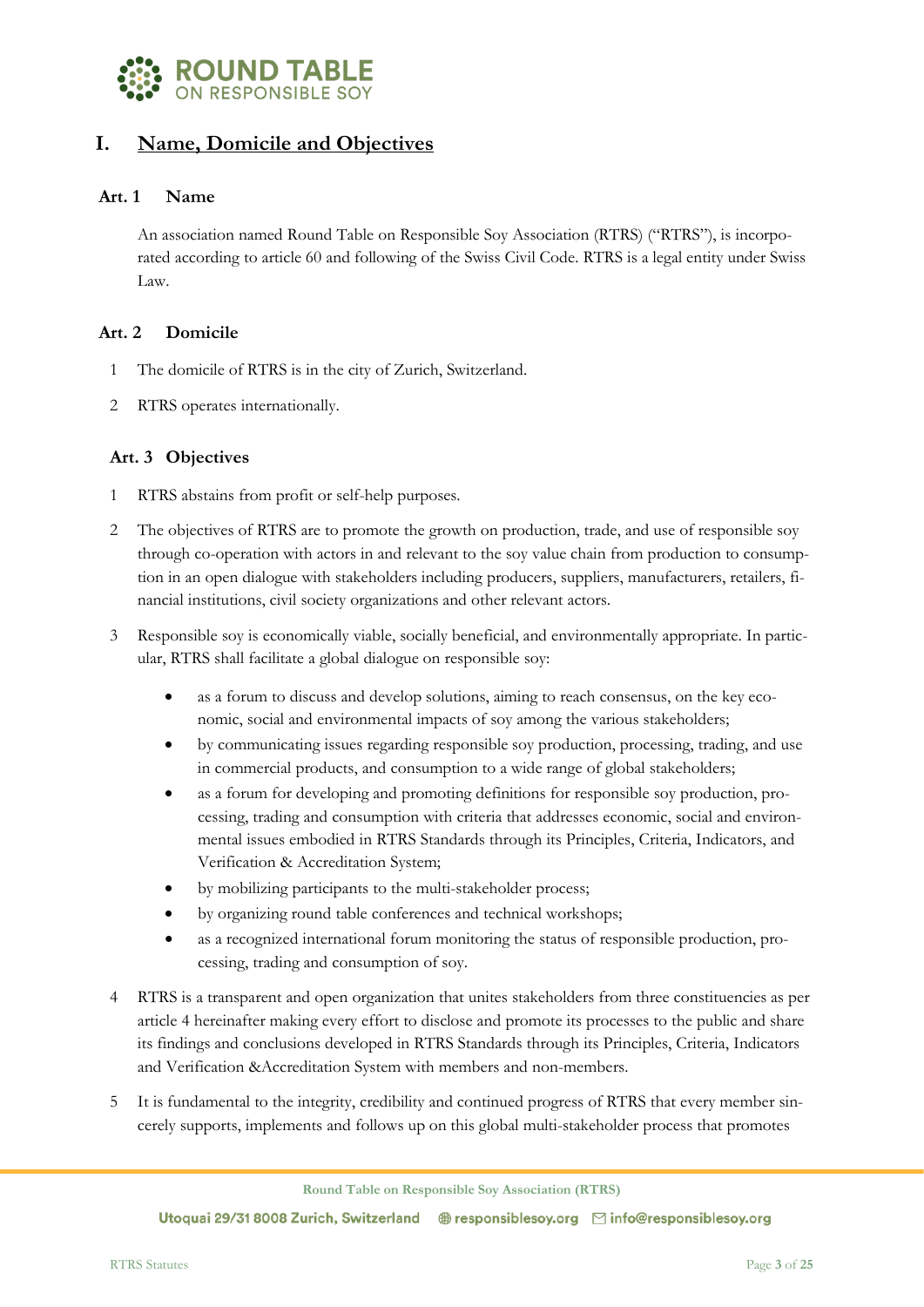# I. Name, Domicile and Objectives

## Art. 1 Name

An association named Round Table on Responsible Soy Association (RTRS) ("RTRS"), is incorporated according to article 60 and following of the Swiss Civil Code. RTRS is a legal entity under Swiss Law.

## Art. 2 Domicile

1. The domicile of RTRS is in the city of Zurich, Switzerland.
2. RTRS operates internationally.

## Art. 3 Objectives

1. RTRS abstains from profit or self-help purposes.
2. The objectives of RTRS are to promote the growth on production, trade, and use of responsible soy through co-operation with actors in and relevant to the soy value chain from production to consumption in an open dialogue with stakeholders including producers, suppliers, manufacturers, retailers, financial institutions, civil society organizations and other relevant actors.
3. Responsible soy is economically viable, socially beneficial, and environmentally appropriate. In particular, RTRS shall facilitate a global dialogue on responsible soy:
   - as a forum to discuss and develop solutions, aiming to reach consensus, on the key economic, social and environmental impacts of soy among the various stakeholders;
   - by communicating issues regarding responsible soy production, processing, trading, and use in commercial products, and consumption to a wide range of global stakeholders;
   - as a forum for developing and promoting definitions for responsible soy production, processing, trading and consumption with criteria that addresses economic, social and environmental issues embodied in RTRS Standards through its Principles, Criteria, Indicators, and Verification & Accreditation System;
   - by mobilizing participants to the multi-stakeholder process;
   - by organizing round table conferences and technical workshops;
   - as a recognized international forum monitoring the status of responsible production, processing, trading and consumption of soy.
4. RTRS is a transparent and open organization that unites stakeholders from three constituencies as per article 4 hereinafter making every effort to disclose and promote its processes to the public and share its findings and conclusions developed in RTRS Standards through its Principles, Criteria, Indicators and Verification &Accreditation System with members and non-members.
5. It is fundamental to the integrity, credibility and continued progress of RTRS that every member sincerely supports, implements and follows up on this global multi-stakeholder process that promotes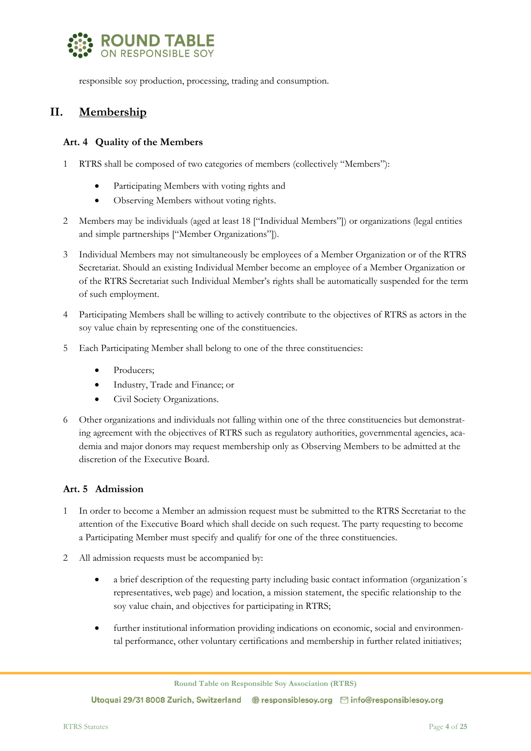responsible soy production, processing, trading and consumption.

## II. Membership

### Art. 4 Quality of the Members

1 RTRS shall be composed of two categories of members (collectively "Members"):

- Participating Members with voting rights and
- Observing Members without voting rights.

2 Members may be individuals (aged at least 18 ["Individual Members"]) or organizations (legal entities and simple partnerships ["Member Organizations"]).

3 Individual Members may not simultaneously be employees of a Member Organization or of the RTRS Secretariat. Should an existing Individual Member become an employee of a Member Organization or of the RTRS Secretariat such Individual Member's rights shall be automatically suspended for the term of such employment.

4 Participating Members shall be willing to actively contribute to the objectives of RTRS as actors in the soy value chain by representing one of the constituencies.

5 Each Participating Member shall belong to one of the three constituencies:

- Producers;
- Industry, Trade and Finance; or
- Civil Society Organizations.

6 Other organizations and individuals not falling within one of the three constituencies but demonstrating agreement with the objectives of RTRS such as regulatory authorities, governmental agencies, academia and major donors may request membership only as Observing Members to be admitted at the discretion of the Executive Board.

### Art. 5 Admission

1 In order to become a Member an admission request must be submitted to the RTRS Secretariat to the attention of the Executive Board which shall decide on such request. The party requesting to become a Participating Member must specify and qualify for one of the three constituencies.

2 All admission requests must be accompanied by:

- a brief description of the requesting party including basic contact information (organization´s representatives, web page) and location, a mission statement, the specific relationship to the soy value chain, and objectives for participating in RTRS;
- further institutional information providing indications on economic, social and environmental performance, other voluntary certifications and membership in further related initiatives;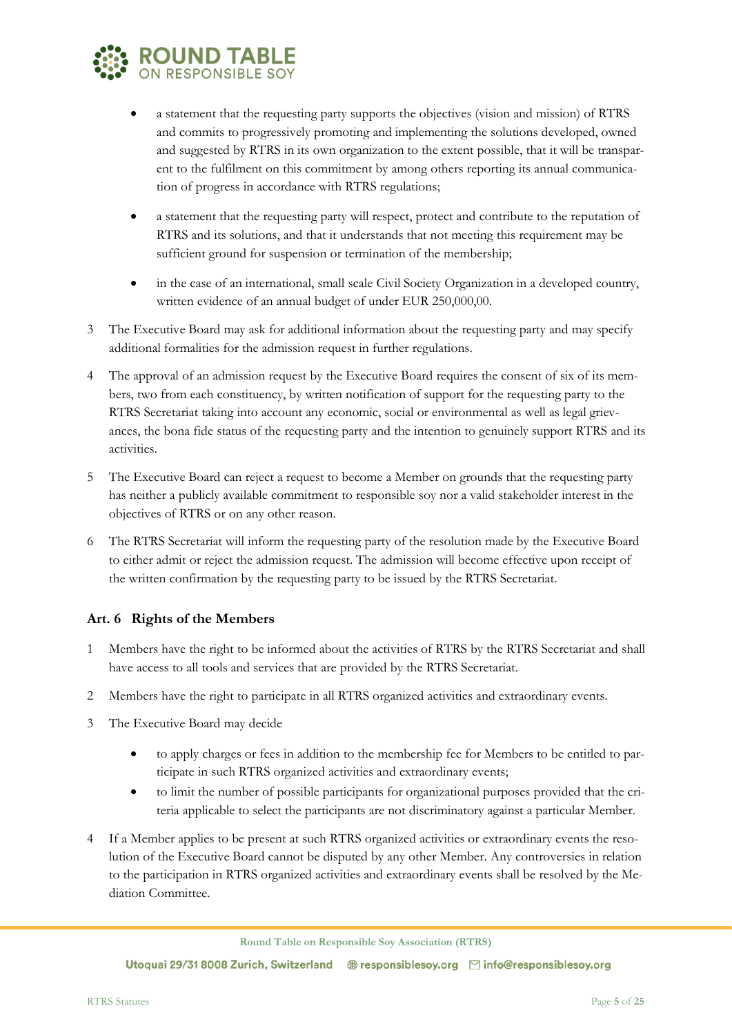- a statement that the requesting party supports the objectives (vision and mission) of RTRS and commits to progressively promoting and implementing the solutions developed, owned and suggested by RTRS in its own organization to the extent possible, that it will be transparent to the fulfilment on this commitment by among others reporting its annual communication of progress in accordance with RTRS regulations;

- a statement that the requesting party will respect, protect and contribute to the reputation of RTRS and its solutions, and that it understands that not meeting this requirement may be sufficient ground for suspension or termination of the membership;

- in the case of an international, small scale Civil Society Organization in a developed country, written evidence of an annual budget of under EUR 250,000,00.

3 The Executive Board may ask for additional information about the requesting party and may specify additional formalities for the admission request in further regulations.

4 The approval of an admission request by the Executive Board requires the consent of six of its members, two from each constituency, by written notification of support for the requesting party to the RTRS Secretariat taking into account any economic, social or environmental as well as legal grievances, the bona fide status of the requesting party and the intention to genuinely support RTRS and its activities.

5 The Executive Board can reject a request to become a Member on grounds that the requesting party has neither a publicly available commitment to responsible soy nor a valid stakeholder interest in the objectives of RTRS or on any other reason.

6 The RTRS Secretariat will inform the requesting party of the resolution made by the Executive Board to either admit or reject the admission request. The admission will become effective upon receipt of the written confirmation by the requesting party to be issued by the RTRS Secretariat.

### Art. 6 Rights of the Members

1 Members have the right to be informed about the activities of RTRS by the RTRS Secretariat and shall have access to all tools and services that are provided by the RTRS Secretariat.

2 Members have the right to participate in all RTRS organized activities and extraordinary events.

3 The Executive Board may decide

- to apply charges or fees in addition to the membership fee for Members to be entitled to participate in such RTRS organized activities and extraordinary events;
- to limit the number of possible participants for organizational purposes provided that the criteria applicable to select the participants are not discriminatory against a particular Member.

4 If a Member applies to be present at such RTRS organized activities or extraordinary events the resolution of the Executive Board cannot be disputed by any other Member. Any controversies in relation to the participation in RTRS organized activities and extraordinary events shall be resolved by the Mediation Committee.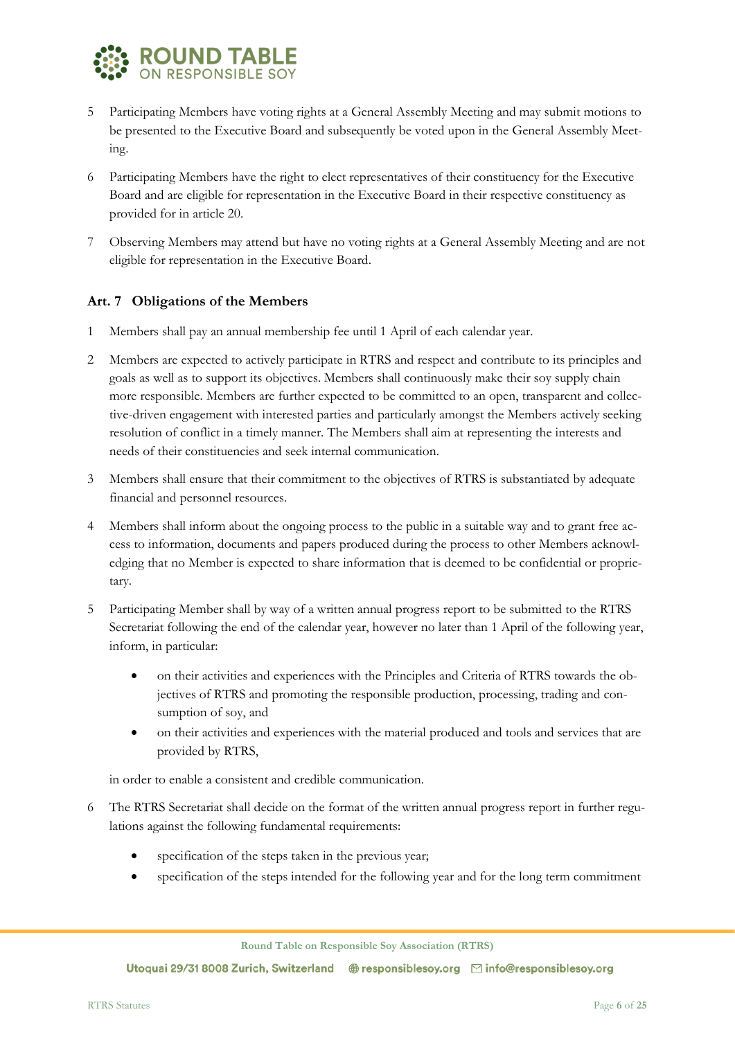5 Participating Members have voting rights at a General Assembly Meeting and may submit motions to be presented to the Executive Board and subsequently be voted upon in the General Assembly Meeting.

6 Participating Members have the right to elect representatives of their constituency for the Executive Board and are eligible for representation in the Executive Board in their respective constituency as provided for in article 20.

7 Observing Members may attend but have no voting rights at a General Assembly Meeting and are not eligible for representation in the Executive Board.

### Art. 7 Obligations of the Members

1 Members shall pay an annual membership fee until 1 April of each calendar year.

2 Members are expected to actively participate in RTRS and respect and contribute to its principles and goals as well as to support its objectives. Members shall continuously make their soy supply chain more responsible. Members are further expected to be committed to an open, transparent and collective-driven engagement with interested parties and particularly amongst the Members actively seeking resolution of conflict in a timely manner. The Members shall aim at representing the interests and needs of their constituencies and seek internal communication.

3 Members shall ensure that their commitment to the objectives of RTRS is substantiated by adequate financial and personnel resources.

4 Members shall inform about the ongoing process to the public in a suitable way and to grant free access to information, documents and papers produced during the process to other Members acknowledging that no Member is expected to share information that is deemed to be confidential or proprietary.

5 Participating Member shall by way of a written annual progress report to be submitted to the RTRS Secretariat following the end of the calendar year, however no later than 1 April of the following year, inform, in particular:

- on their activities and experiences with the Principles and Criteria of RTRS towards the objectives of RTRS and promoting the responsible production, processing, trading and consumption of soy, and
- on their activities and experiences with the material produced and tools and services that are provided by RTRS,

in order to enable a consistent and credible communication.

6 The RTRS Secretariat shall decide on the format of the written annual progress report in further regulations against the following fundamental requirements:

- specification of the steps taken in the previous year;
- specification of the steps intended for the following year and for the long term commitment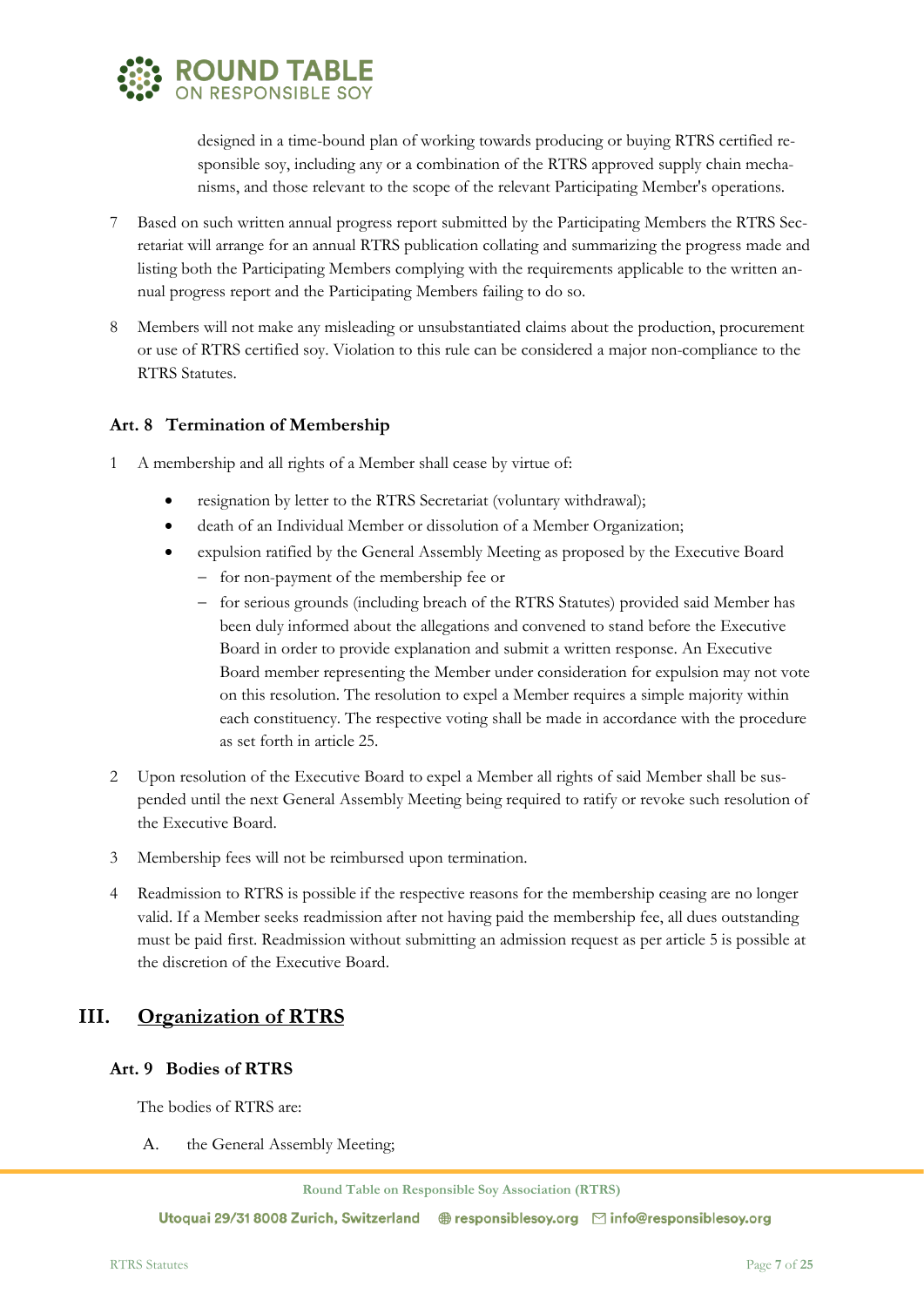designed in a time-bound plan of working towards producing or buying RTRS certified responsible soy, including any or a combination of the RTRS approved supply chain mechanisms, and those relevant to the scope of the relevant Participating Member's operations.

7 Based on such written annual progress report submitted by the Participating Members the RTRS Secretariat will arrange for an annual RTRS publication collating and summarizing the progress made and listing both the Participating Members complying with the requirements applicable to the written annual progress report and the Participating Members failing to do so.

8 Members will not make any misleading or unsubstantiated claims about the production, procurement or use of RTRS certified soy. Violation to this rule can be considered a major non-compliance to the RTRS Statutes.

### Art. 8 Termination of Membership

1 A membership and all rights of a Member shall cease by virtue of:

- resignation by letter to the RTRS Secretariat (voluntary withdrawal);
- death of an Individual Member or dissolution of a Member Organization;
- expulsion ratified by the General Assembly Meeting as proposed by the Executive Board
  - for non-payment of the membership fee or
  - for serious grounds (including breach of the RTRS Statutes) provided said Member has been duly informed about the allegations and convened to stand before the Executive Board in order to provide explanation and submit a written response. An Executive Board member representing the Member under consideration for expulsion may not vote on this resolution. The resolution to expel a Member requires a simple majority within each constituency. The respective voting shall be made in accordance with the procedure as set forth in article 25.

2 Upon resolution of the Executive Board to expel a Member all rights of said Member shall be suspended until the next General Assembly Meeting being required to ratify or revoke such resolution of the Executive Board.

3 Membership fees will not be reimbursed upon termination.

4 Readmission to RTRS is possible if the respective reasons for the membership ceasing are no longer valid. If a Member seeks readmission after not having paid the membership fee, all dues outstanding must be paid first. Readmission without submitting an admission request as per article 5 is possible at the discretion of the Executive Board.

## III. Organization of RTRS

### Art. 9 Bodies of RTRS

The bodies of RTRS are:

A. the General Assembly Meeting;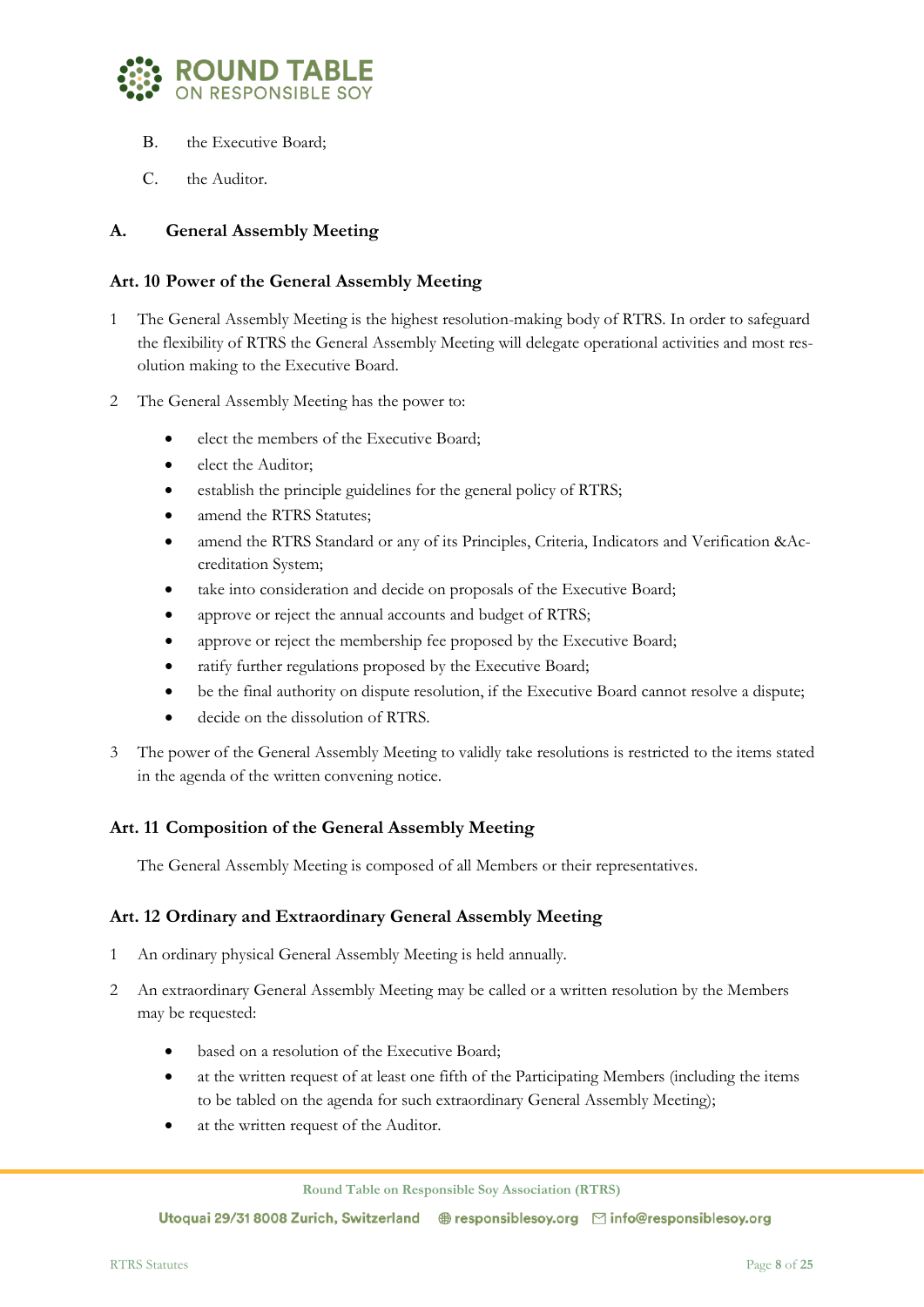B. the Executive Board;

C. the Auditor.

## A. General Assembly Meeting

### Art. 10 Power of the General Assembly Meeting

1 The General Assembly Meeting is the highest resolution-making body of RTRS. In order to safeguard the flexibility of RTRS the General Assembly Meeting will delegate operational activities and most resolution making to the Executive Board.

2 The General Assembly Meeting has the power to:

- elect the members of the Executive Board;
- elect the Auditor;
- establish the principle guidelines for the general policy of RTRS;
- amend the RTRS Statutes;
- amend the RTRS Standard or any of its Principles, Criteria, Indicators and Verification &Accreditation System;
- take into consideration and decide on proposals of the Executive Board;
- approve or reject the annual accounts and budget of RTRS;
- approve or reject the membership fee proposed by the Executive Board;
- ratify further regulations proposed by the Executive Board;
- be the final authority on dispute resolution, if the Executive Board cannot resolve a dispute;
- decide on the dissolution of RTRS.

3 The power of the General Assembly Meeting to validly take resolutions is restricted to the items stated in the agenda of the written convening notice.

### Art. 11 Composition of the General Assembly Meeting

The General Assembly Meeting is composed of all Members or their representatives.

### Art. 12 Ordinary and Extraordinary General Assembly Meeting

1 An ordinary physical General Assembly Meeting is held annually.

2 An extraordinary General Assembly Meeting may be called or a written resolution by the Members may be requested:

- based on a resolution of the Executive Board;
- at the written request of at least one fifth of the Participating Members (including the items to be tabled on the agenda for such extraordinary General Assembly Meeting);
- at the written request of the Auditor.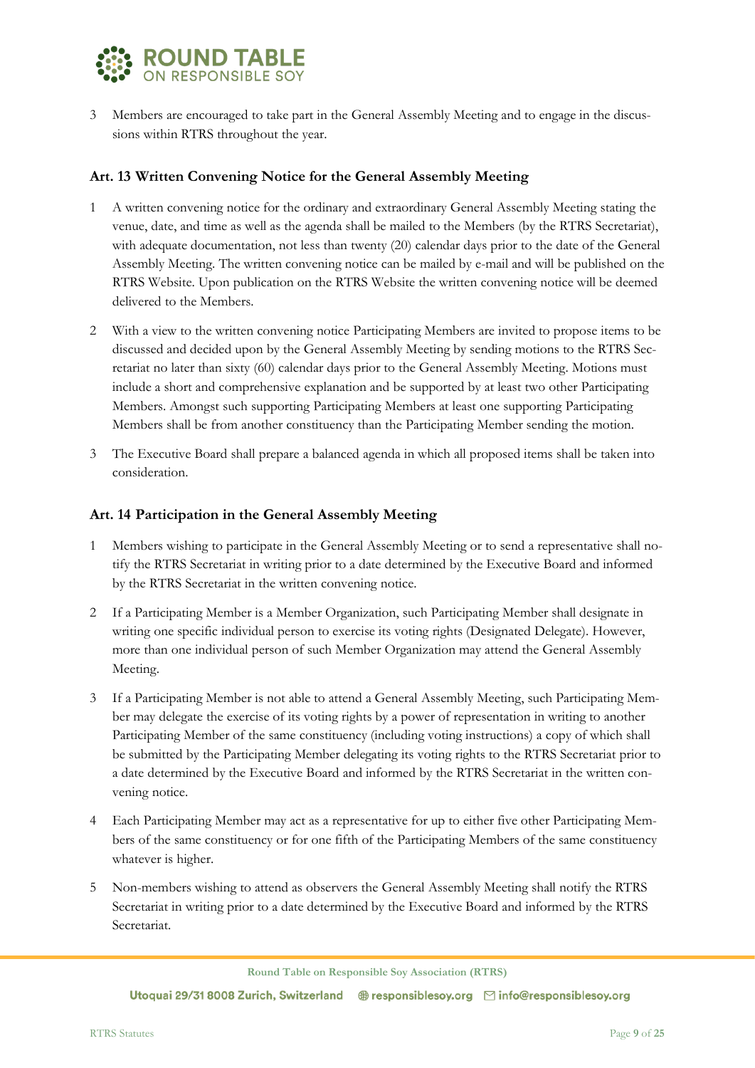3 Members are encouraged to take part in the General Assembly Meeting and to engage in the discussions within RTRS throughout the year.

### Art. 13 Written Convening Notice for the General Assembly Meeting

1 A written convening notice for the ordinary and extraordinary General Assembly Meeting stating the venue, date, and time as well as the agenda shall be mailed to the Members (by the RTRS Secretariat), with adequate documentation, not less than twenty (20) calendar days prior to the date of the General Assembly Meeting. The written convening notice can be mailed by e-mail and will be published on the RTRS Website. Upon publication on the RTRS Website the written convening notice will be deemed delivered to the Members.

2 With a view to the written convening notice Participating Members are invited to propose items to be discussed and decided upon by the General Assembly Meeting by sending motions to the RTRS Secretariat no later than sixty (60) calendar days prior to the General Assembly Meeting. Motions must include a short and comprehensive explanation and be supported by at least two other Participating Members. Amongst such supporting Participating Members at least one supporting Participating Members shall be from another constituency than the Participating Member sending the motion.

3 The Executive Board shall prepare a balanced agenda in which all proposed items shall be taken into consideration.

### Art. 14 Participation in the General Assembly Meeting

1 Members wishing to participate in the General Assembly Meeting or to send a representative shall notify the RTRS Secretariat in writing prior to a date determined by the Executive Board and informed by the RTRS Secretariat in the written convening notice.

2 If a Participating Member is a Member Organization, such Participating Member shall designate in writing one specific individual person to exercise its voting rights (Designated Delegate). However, more than one individual person of such Member Organization may attend the General Assembly Meeting.

3 If a Participating Member is not able to attend a General Assembly Meeting, such Participating Member may delegate the exercise of its voting rights by a power of representation in writing to another Participating Member of the same constituency (including voting instructions) a copy of which shall be submitted by the Participating Member delegating its voting rights to the RTRS Secretariat prior to a date determined by the Executive Board and informed by the RTRS Secretariat in the written convening notice.

4 Each Participating Member may act as a representative for up to either five other Participating Members of the same constituency or for one fifth of the Participating Members of the same constituency whatever is higher.

5 Non-members wishing to attend as observers the General Assembly Meeting shall notify the RTRS Secretariat in writing prior to a date determined by the Executive Board and informed by the RTRS Secretariat.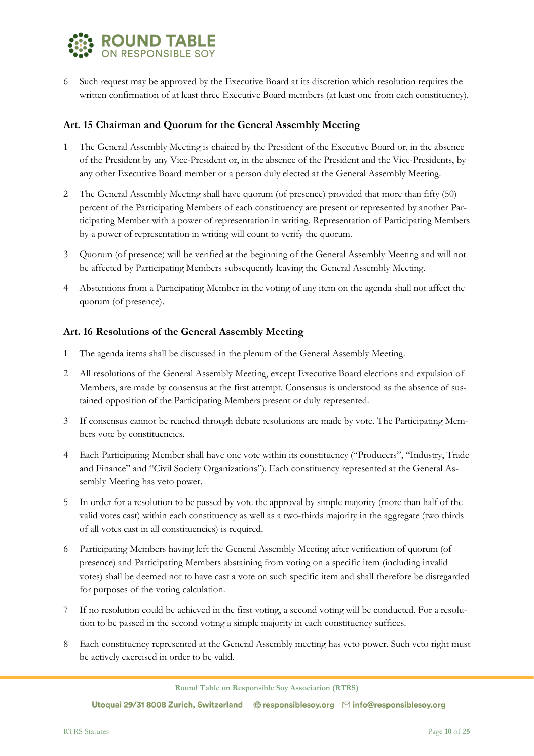6 Such request may be approved by the Executive Board at its discretion which resolution requires the written confirmation of at least three Executive Board members (at least one from each constituency).

### Art. 15 Chairman and Quorum for the General Assembly Meeting

1 The General Assembly Meeting is chaired by the President of the Executive Board or, in the absence of the President by any Vice-President or, in the absence of the President and the Vice-Presidents, by any other Executive Board member or a person duly elected at the General Assembly Meeting.

2 The General Assembly Meeting shall have quorum (of presence) provided that more than fifty (50) percent of the Participating Members of each constituency are present or represented by another Participating Member with a power of representation in writing. Representation of Participating Members by a power of representation in writing will count to verify the quorum.

3 Quorum (of presence) will be verified at the beginning of the General Assembly Meeting and will not be affected by Participating Members subsequently leaving the General Assembly Meeting.

4 Abstentions from a Participating Member in the voting of any item on the agenda shall not affect the quorum (of presence).

### Art. 16 Resolutions of the General Assembly Meeting

1 The agenda items shall be discussed in the plenum of the General Assembly Meeting.

2 All resolutions of the General Assembly Meeting, except Executive Board elections and expulsion of Members, are made by consensus at the first attempt. Consensus is understood as the absence of sustained opposition of the Participating Members present or duly represented.

3 If consensus cannot be reached through debate resolutions are made by vote. The Participating Members vote by constituencies.

4 Each Participating Member shall have one vote within its constituency ("Producers", "Industry, Trade and Finance" and "Civil Society Organizations"). Each constituency represented at the General Assembly Meeting has veto power.

5 In order for a resolution to be passed by vote the approval by simple majority (more than half of the valid votes cast) within each constituency as well as a two-thirds majority in the aggregate (two thirds of all votes cast in all constituencies) is required.

6 Participating Members having left the General Assembly Meeting after verification of quorum (of presence) and Participating Members abstaining from voting on a specific item (including invalid votes) shall be deemed not to have cast a vote on such specific item and shall therefore be disregarded for purposes of the voting calculation.

7 If no resolution could be achieved in the first voting, a second voting will be conducted. For a resolution to be passed in the second voting a simple majority in each constituency suffices.

8 Each constituency represented at the General Assembly meeting has veto power. Such veto right must be actively exercised in order to be valid.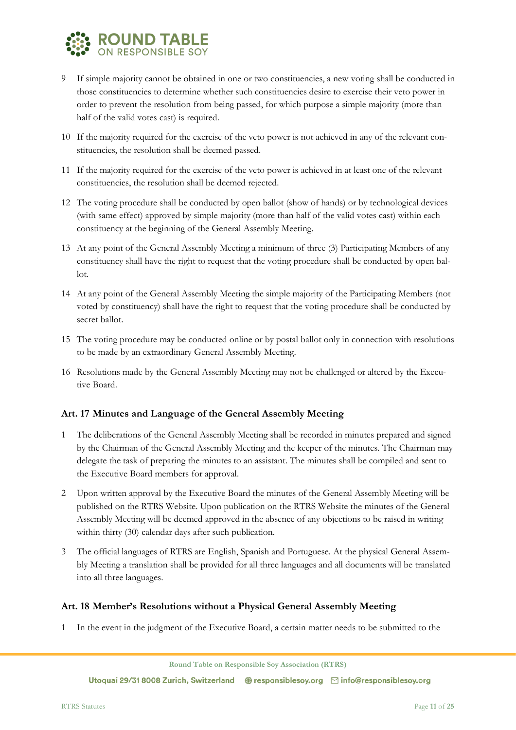9 If simple majority cannot be obtained in one or two constituencies, a new voting shall be conducted in those constituencies to determine whether such constituencies desire to exercise their veto power in order to prevent the resolution from being passed, for which purpose a simple majority (more than half of the valid votes cast) is required.

10 If the majority required for the exercise of the veto power is not achieved in any of the relevant constituencies, the resolution shall be deemed passed.

11 If the majority required for the exercise of the veto power is achieved in at least one of the relevant constituencies, the resolution shall be deemed rejected.

12 The voting procedure shall be conducted by open ballot (show of hands) or by technological devices (with same effect) approved by simple majority (more than half of the valid votes cast) within each constituency at the beginning of the General Assembly Meeting.

13 At any point of the General Assembly Meeting a minimum of three (3) Participating Members of any constituency shall have the right to request that the voting procedure shall be conducted by open ballot.

14 At any point of the General Assembly Meeting the simple majority of the Participating Members (not voted by constituency) shall have the right to request that the voting procedure shall be conducted by secret ballot.

15 The voting procedure may be conducted online or by postal ballot only in connection with resolutions to be made by an extraordinary General Assembly Meeting.

16 Resolutions made by the General Assembly Meeting may not be challenged or altered by the Executive Board.

### Art. 17 Minutes and Language of the General Assembly Meeting

1 The deliberations of the General Assembly Meeting shall be recorded in minutes prepared and signed by the Chairman of the General Assembly Meeting and the keeper of the minutes. The Chairman may delegate the task of preparing the minutes to an assistant. The minutes shall be compiled and sent to the Executive Board members for approval.

2 Upon written approval by the Executive Board the minutes of the General Assembly Meeting will be published on the RTRS Website. Upon publication on the RTRS Website the minutes of the General Assembly Meeting will be deemed approved in the absence of any objections to be raised in writing within thirty (30) calendar days after such publication.

3 The official languages of RTRS are English, Spanish and Portuguese. At the physical General Assembly Meeting a translation shall be provided for all three languages and all documents will be translated into all three languages.

### Art. 18 Member's Resolutions without a Physical General Assembly Meeting

1 In the event in the judgment of the Executive Board, a certain matter needs to be submitted to the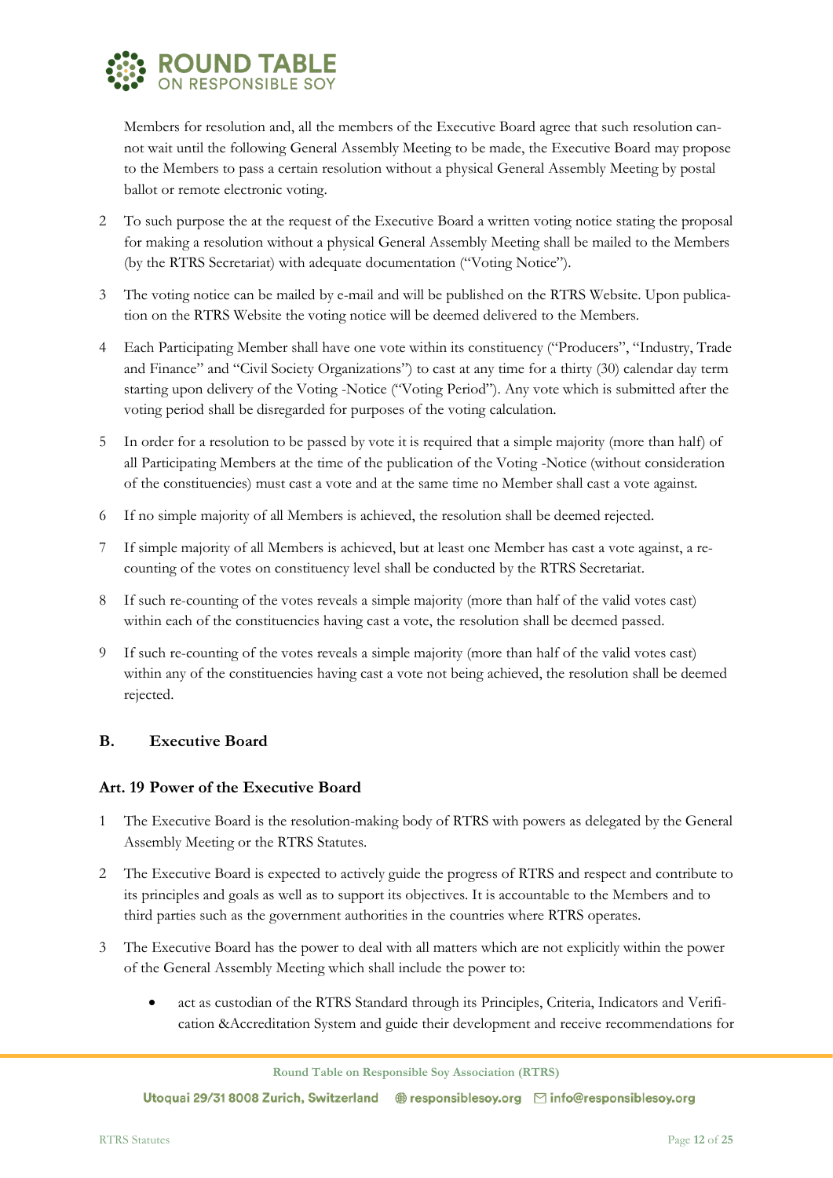Members for resolution and, all the members of the Executive Board agree that such resolution cannot wait until the following General Assembly Meeting to be made, the Executive Board may propose to the Members to pass a certain resolution without a physical General Assembly Meeting by postal ballot or remote electronic voting.

2 To such purpose the at the request of the Executive Board a written voting notice stating the proposal for making a resolution without a physical General Assembly Meeting shall be mailed to the Members (by the RTRS Secretariat) with adequate documentation ("Voting Notice").

3 The voting notice can be mailed by e-mail and will be published on the RTRS Website. Upon publication on the RTRS Website the voting notice will be deemed delivered to the Members.

4 Each Participating Member shall have one vote within its constituency ("Producers", "Industry, Trade and Finance" and "Civil Society Organizations") to cast at any time for a thirty (30) calendar day term starting upon delivery of the Voting -Notice ("Voting Period"). Any vote which is submitted after the voting period shall be disregarded for purposes of the voting calculation.

5 In order for a resolution to be passed by vote it is required that a simple majority (more than half) of all Participating Members at the time of the publication of the Voting -Notice (without consideration of the constituencies) must cast a vote and at the same time no Member shall cast a vote against.

6 If no simple majority of all Members is achieved, the resolution shall be deemed rejected.

7 If simple majority of all Members is achieved, but at least one Member has cast a vote against, a re-counting of the votes on constituency level shall be conducted by the RTRS Secretariat.

8 If such re-counting of the votes reveals a simple majority (more than half of the valid votes cast) within each of the constituencies having cast a vote, the resolution shall be deemed passed.

9 If such re-counting of the votes reveals a simple majority (more than half of the valid votes cast) within any of the constituencies having cast a vote not being achieved, the resolution shall be deemed rejected.

## B. Executive Board

### Art. 19 Power of the Executive Board

1 The Executive Board is the resolution-making body of RTRS with powers as delegated by the General Assembly Meeting or the RTRS Statutes.

2 The Executive Board is expected to actively guide the progress of RTRS and respect and contribute to its principles and goals as well as to support its objectives. It is accountable to the Members and to third parties such as the government authorities in the countries where RTRS operates.

3 The Executive Board has the power to deal with all matters which are not explicitly within the power of the General Assembly Meeting which shall include the power to:

- act as custodian of the RTRS Standard through its Principles, Criteria, Indicators and Verification &Accreditation System and guide their development and receive recommendations for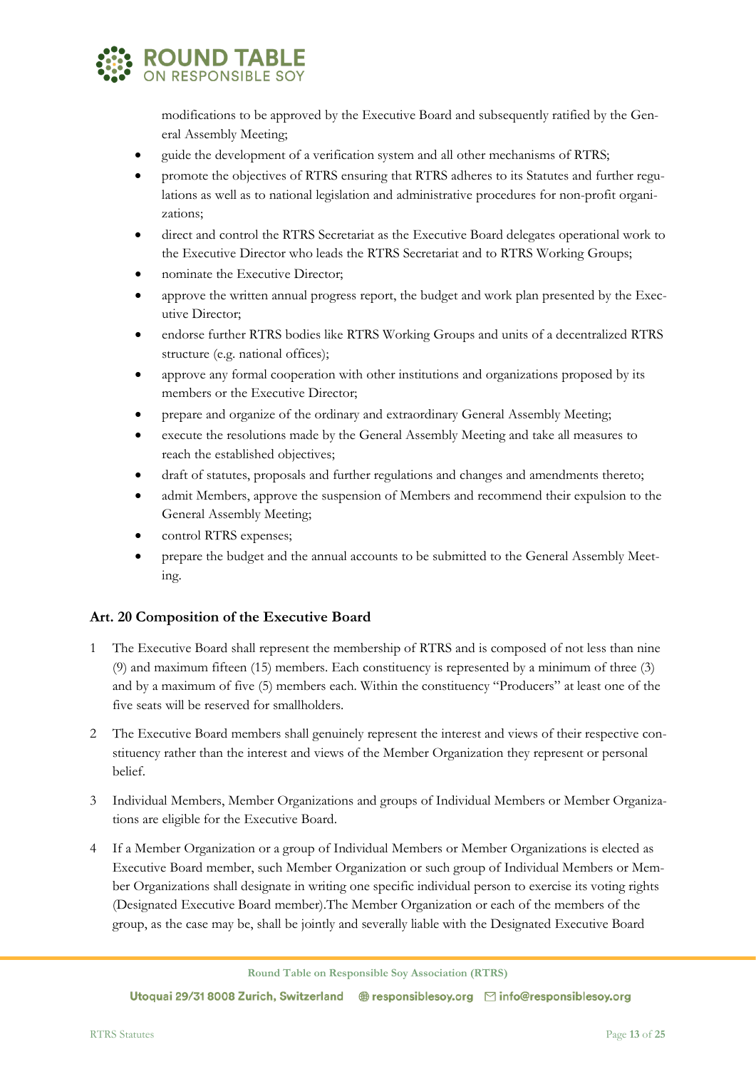modifications to be approved by the Executive Board and subsequently ratified by the General Assembly Meeting;

- guide the development of a verification system and all other mechanisms of RTRS;
- promote the objectives of RTRS ensuring that RTRS adheres to its Statutes and further regulations as well as to national legislation and administrative procedures for non-profit organizations;
- direct and control the RTRS Secretariat as the Executive Board delegates operational work to the Executive Director who leads the RTRS Secretariat and to RTRS Working Groups;
- nominate the Executive Director;
- approve the written annual progress report, the budget and work plan presented by the Executive Director;
- endorse further RTRS bodies like RTRS Working Groups and units of a decentralized RTRS structure (e.g. national offices);
- approve any formal cooperation with other institutions and organizations proposed by its members or the Executive Director;
- prepare and organize of the ordinary and extraordinary General Assembly Meeting;
- execute the resolutions made by the General Assembly Meeting and take all measures to reach the established objectives;
- draft of statutes, proposals and further regulations and changes and amendments thereto;
- admit Members, approve the suspension of Members and recommend their expulsion to the General Assembly Meeting;
- control RTRS expenses;
- prepare the budget and the annual accounts to be submitted to the General Assembly Meeting.

### Art. 20 Composition of the Executive Board

1. The Executive Board shall represent the membership of RTRS and is composed of not less than nine (9) and maximum fifteen (15) members. Each constituency is represented by a minimum of three (3) and by a maximum of five (5) members each. Within the constituency "Producers" at least one of the five seats will be reserved for smallholders.
2. The Executive Board members shall genuinely represent the interest and views of their respective constituency rather than the interest and views of the Member Organization they represent or personal belief.
3. Individual Members, Member Organizations and groups of Individual Members or Member Organizations are eligible for the Executive Board.
4. If a Member Organization or a group of Individual Members or Member Organizations is elected as Executive Board member, such Member Organization or such group of Individual Members or Member Organizations shall designate in writing one specific individual person to exercise its voting rights (Designated Executive Board member).The Member Organization or each of the members of the group, as the case may be, shall be jointly and severally liable with the Designated Executive Board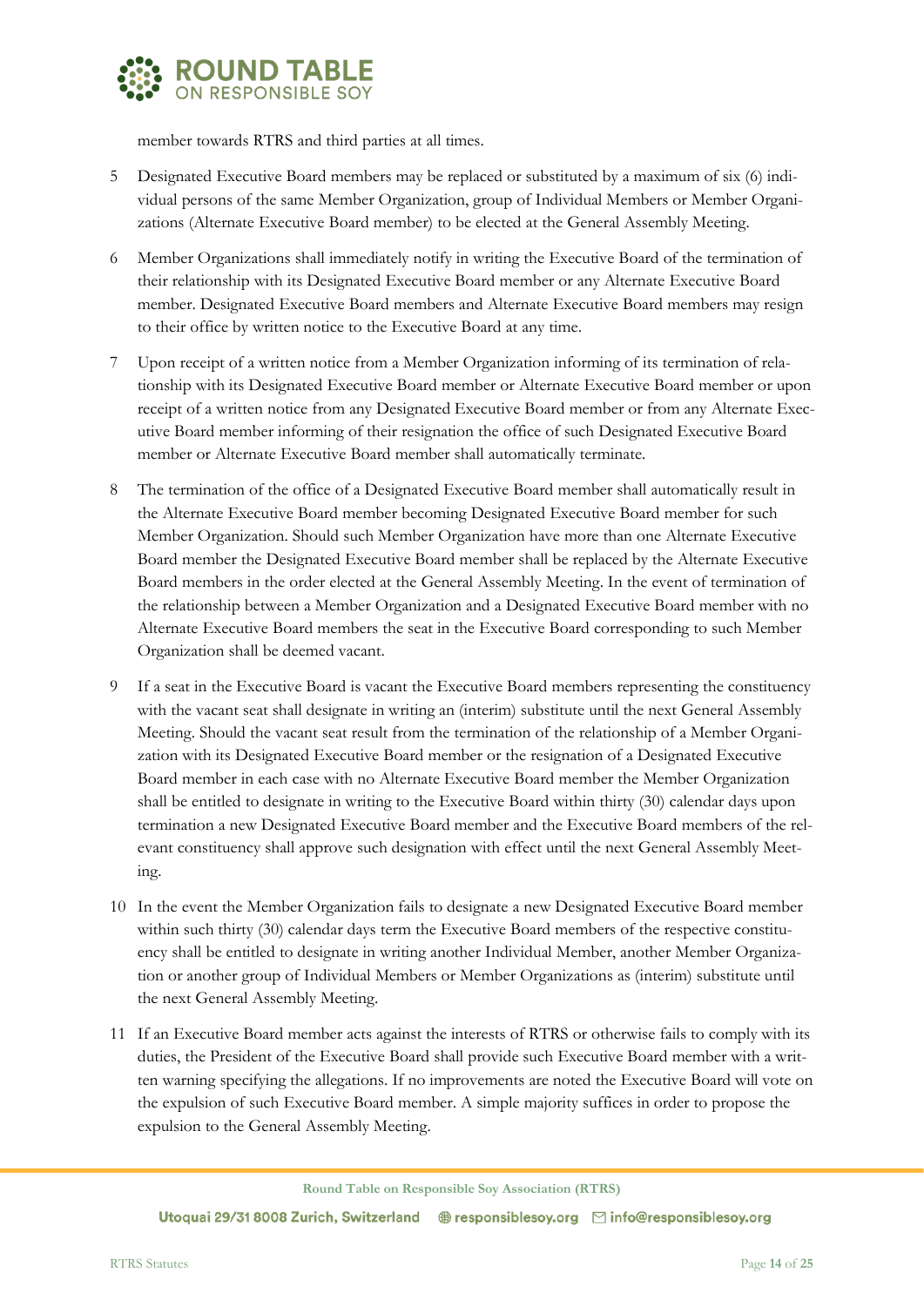member towards RTRS and third parties at all times.

5 Designated Executive Board members may be replaced or substituted by a maximum of six (6) individual persons of the same Member Organization, group of Individual Members or Member Organizations (Alternate Executive Board member) to be elected at the General Assembly Meeting.

6 Member Organizations shall immediately notify in writing the Executive Board of the termination of their relationship with its Designated Executive Board member or any Alternate Executive Board member. Designated Executive Board members and Alternate Executive Board members may resign to their office by written notice to the Executive Board at any time.

7 Upon receipt of a written notice from a Member Organization informing of its termination of relationship with its Designated Executive Board member or Alternate Executive Board member or upon receipt of a written notice from any Designated Executive Board member or from any Alternate Executive Board member informing of their resignation the office of such Designated Executive Board member or Alternate Executive Board member shall automatically terminate.

8 The termination of the office of a Designated Executive Board member shall automatically result in the Alternate Executive Board member becoming Designated Executive Board member for such Member Organization. Should such Member Organization have more than one Alternate Executive Board member the Designated Executive Board member shall be replaced by the Alternate Executive Board members in the order elected at the General Assembly Meeting. In the event of termination of the relationship between a Member Organization and a Designated Executive Board member with no Alternate Executive Board members the seat in the Executive Board corresponding to such Member Organization shall be deemed vacant.

9 If a seat in the Executive Board is vacant the Executive Board members representing the constituency with the vacant seat shall designate in writing an (interim) substitute until the next General Assembly Meeting. Should the vacant seat result from the termination of the relationship of a Member Organization with its Designated Executive Board member or the resignation of a Designated Executive Board member in each case with no Alternate Executive Board member the Member Organization shall be entitled to designate in writing to the Executive Board within thirty (30) calendar days upon termination a new Designated Executive Board member and the Executive Board members of the relevant constituency shall approve such designation with effect until the next General Assembly Meeting.

10 In the event the Member Organization fails to designate a new Designated Executive Board member within such thirty (30) calendar days term the Executive Board members of the respective constituency shall be entitled to designate in writing another Individual Member, another Member Organization or another group of Individual Members or Member Organizations as (interim) substitute until the next General Assembly Meeting.

11 If an Executive Board member acts against the interests of RTRS or otherwise fails to comply with its duties, the President of the Executive Board shall provide such Executive Board member with a written warning specifying the allegations. If no improvements are noted the Executive Board will vote on the expulsion of such Executive Board member. A simple majority suffices in order to propose the expulsion to the General Assembly Meeting.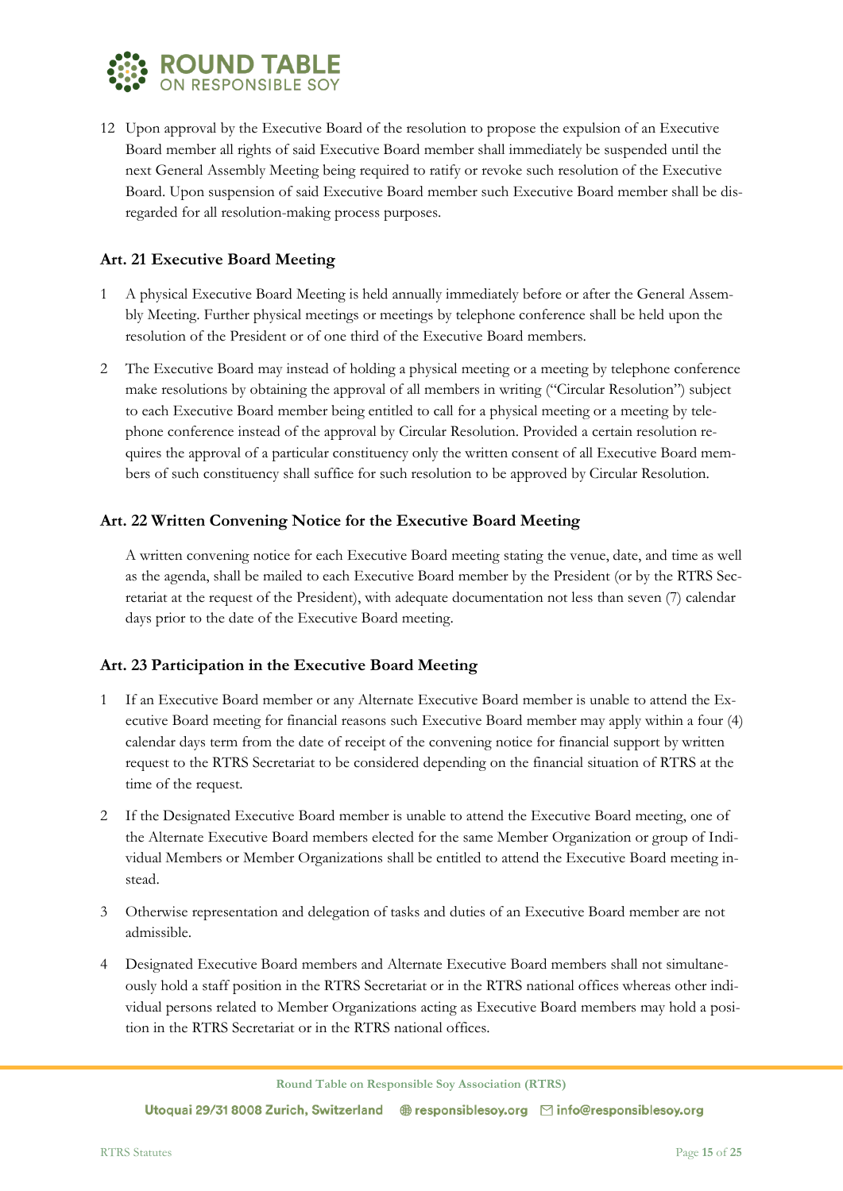12 Upon approval by the Executive Board of the resolution to propose the expulsion of an Executive Board member all rights of said Executive Board member shall immediately be suspended until the next General Assembly Meeting being required to ratify or revoke such resolution of the Executive Board. Upon suspension of said Executive Board member such Executive Board member shall be disregarded for all resolution-making process purposes.

### Art. 21 Executive Board Meeting

1 A physical Executive Board Meeting is held annually immediately before or after the General Assembly Meeting. Further physical meetings or meetings by telephone conference shall be held upon the resolution of the President or of one third of the Executive Board members.

2 The Executive Board may instead of holding a physical meeting or a meeting by telephone conference make resolutions by obtaining the approval of all members in writing ("Circular Resolution") subject to each Executive Board member being entitled to call for a physical meeting or a meeting by telephone conference instead of the approval by Circular Resolution. Provided a certain resolution requires the approval of a particular constituency only the written consent of all Executive Board members of such constituency shall suffice for such resolution to be approved by Circular Resolution.

### Art. 22 Written Convening Notice for the Executive Board Meeting

A written convening notice for each Executive Board meeting stating the venue, date, and time as well as the agenda, shall be mailed to each Executive Board member by the President (or by the RTRS Secretariat at the request of the President), with adequate documentation not less than seven (7) calendar days prior to the date of the Executive Board meeting.

### Art. 23 Participation in the Executive Board Meeting

1 If an Executive Board member or any Alternate Executive Board member is unable to attend the Executive Board meeting for financial reasons such Executive Board member may apply within a four (4) calendar days term from the date of receipt of the convening notice for financial support by written request to the RTRS Secretariat to be considered depending on the financial situation of RTRS at the time of the request.

2 If the Designated Executive Board member is unable to attend the Executive Board meeting, one of the Alternate Executive Board members elected for the same Member Organization or group of Individual Members or Member Organizations shall be entitled to attend the Executive Board meeting instead.

3 Otherwise representation and delegation of tasks and duties of an Executive Board member are not admissible.

4 Designated Executive Board members and Alternate Executive Board members shall not simultaneously hold a staff position in the RTRS Secretariat or in the RTRS national offices whereas other individual persons related to Member Organizations acting as Executive Board members may hold a position in the RTRS Secretariat or in the RTRS national offices.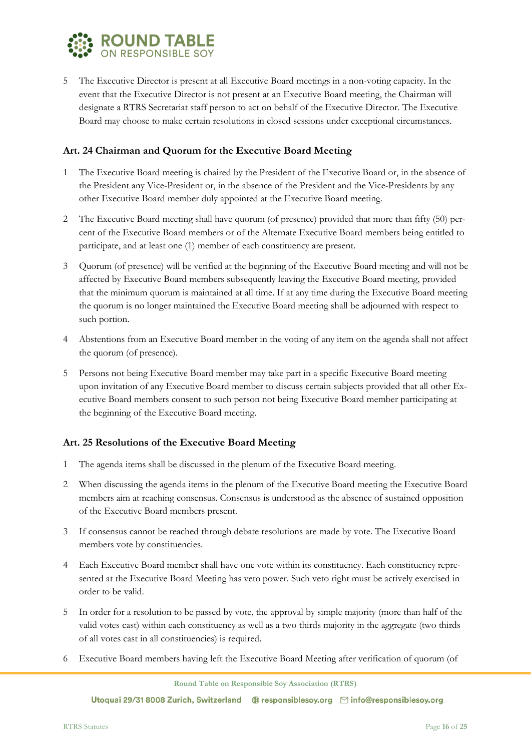5 The Executive Director is present at all Executive Board meetings in a non-voting capacity. In the event that the Executive Director is not present at an Executive Board meeting, the Chairman will designate a RTRS Secretariat staff person to act on behalf of the Executive Director. The Executive Board may choose to make certain resolutions in closed sessions under exceptional circumstances.

### Art. 24 Chairman and Quorum for the Executive Board Meeting

1 The Executive Board meeting is chaired by the President of the Executive Board or, in the absence of the President any Vice-President or, in the absence of the President and the Vice-Presidents by any other Executive Board member duly appointed at the Executive Board meeting.

2 The Executive Board meeting shall have quorum (of presence) provided that more than fifty (50) per-cent of the Executive Board members or of the Alternate Executive Board members being entitled to participate, and at least one (1) member of each constituency are present.

3 Quorum (of presence) will be verified at the beginning of the Executive Board meeting and will not be affected by Executive Board members subsequently leaving the Executive Board meeting, provided that the minimum quorum is maintained at all time. If at any time during the Executive Board meeting the quorum is no longer maintained the Executive Board meeting shall be adjourned with respect to such portion.

4 Abstentions from an Executive Board member in the voting of any item on the agenda shall not affect the quorum (of presence).

5 Persons not being Executive Board member may take part in a specific Executive Board meeting upon invitation of any Executive Board member to discuss certain subjects provided that all other Ex-ecutive Board members consent to such person not being Executive Board member participating at the beginning of the Executive Board meeting.

### Art. 25 Resolutions of the Executive Board Meeting

1 The agenda items shall be discussed in the plenum of the Executive Board meeting.

2 When discussing the agenda items in the plenum of the Executive Board meeting the Executive Board members aim at reaching consensus. Consensus is understood as the absence of sustained opposition of the Executive Board members present.

3 If consensus cannot be reached through debate resolutions are made by vote. The Executive Board members vote by constituencies.

4 Each Executive Board member shall have one vote within its constituency. Each constituency repre-sented at the Executive Board Meeting has veto power. Such veto right must be actively exercised in order to be valid.

5 In order for a resolution to be passed by vote, the approval by simple majority (more than half of the valid votes cast) within each constituency as well as a two thirds majority in the aggregate (two thirds of all votes cast in all constituencies) is required.

6 Executive Board members having left the Executive Board Meeting after verification of quorum (of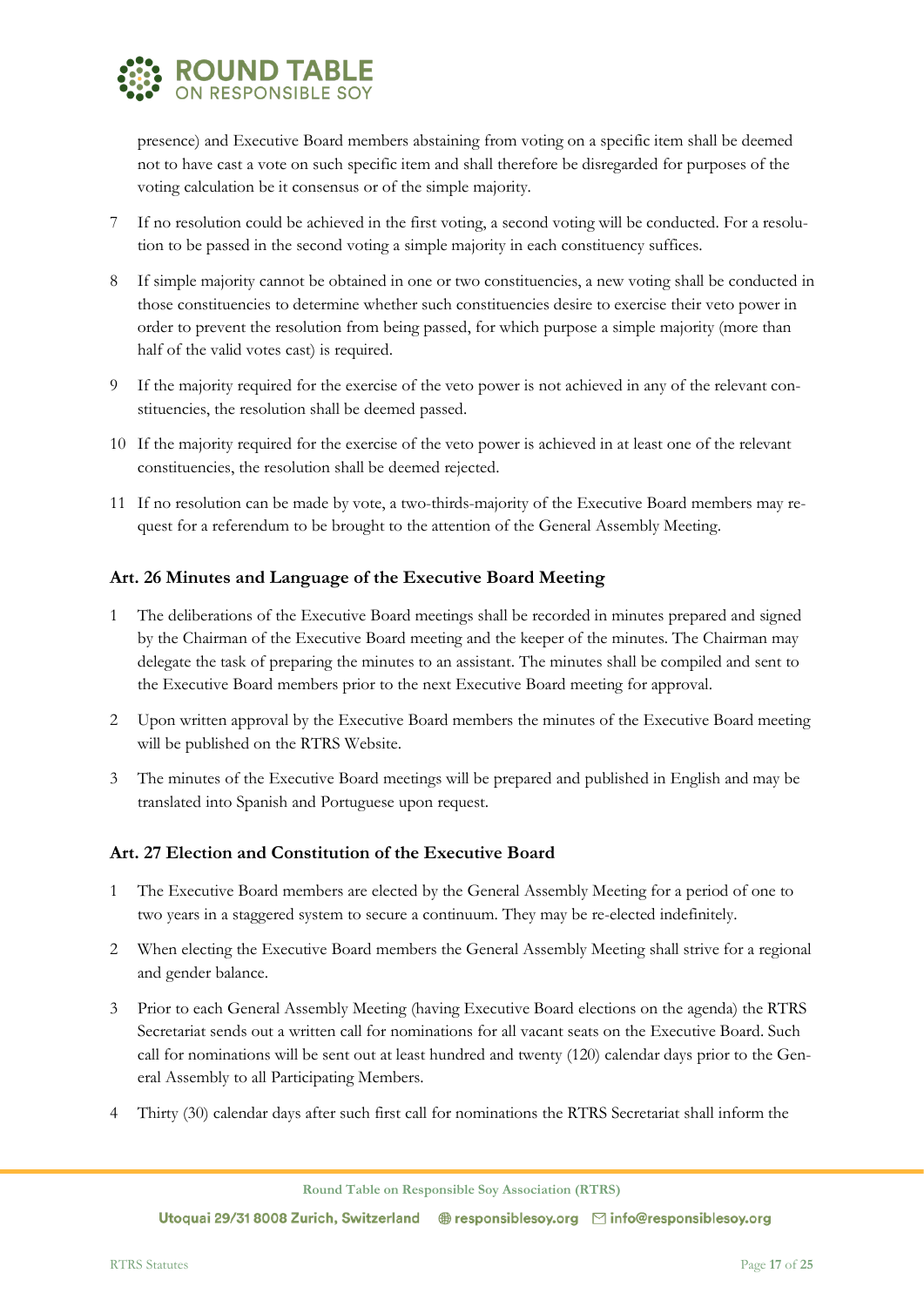presence) and Executive Board members abstaining from voting on a specific item shall be deemed not to have cast a vote on such specific item and shall therefore be disregarded for purposes of the voting calculation be it consensus or of the simple majority.

7 If no resolution could be achieved in the first voting, a second voting will be conducted. For a resolution to be passed in the second voting a simple majority in each constituency suffices.

8 If simple majority cannot be obtained in one or two constituencies, a new voting shall be conducted in those constituencies to determine whether such constituencies desire to exercise their veto power in order to prevent the resolution from being passed, for which purpose a simple majority (more than half of the valid votes cast) is required.

9 If the majority required for the exercise of the veto power is not achieved in any of the relevant constituencies, the resolution shall be deemed passed.

10 If the majority required for the exercise of the veto power is achieved in at least one of the relevant constituencies, the resolution shall be deemed rejected.

11 If no resolution can be made by vote, a two-thirds-majority of the Executive Board members may request for a referendum to be brought to the attention of the General Assembly Meeting.

### Art. 26 Minutes and Language of the Executive Board Meeting

1 The deliberations of the Executive Board meetings shall be recorded in minutes prepared and signed by the Chairman of the Executive Board meeting and the keeper of the minutes. The Chairman may delegate the task of preparing the minutes to an assistant. The minutes shall be compiled and sent to the Executive Board members prior to the next Executive Board meeting for approval.

2 Upon written approval by the Executive Board members the minutes of the Executive Board meeting will be published on the RTRS Website.

3 The minutes of the Executive Board meetings will be prepared and published in English and may be translated into Spanish and Portuguese upon request.

### Art. 27 Election and Constitution of the Executive Board

1 The Executive Board members are elected by the General Assembly Meeting for a period of one to two years in a staggered system to secure a continuum. They may be re-elected indefinitely.

2 When electing the Executive Board members the General Assembly Meeting shall strive for a regional and gender balance.

3 Prior to each General Assembly Meeting (having Executive Board elections on the agenda) the RTRS Secretariat sends out a written call for nominations for all vacant seats on the Executive Board. Such call for nominations will be sent out at least hundred and twenty (120) calendar days prior to the General Assembly to all Participating Members.

4 Thirty (30) calendar days after such first call for nominations the RTRS Secretariat shall inform the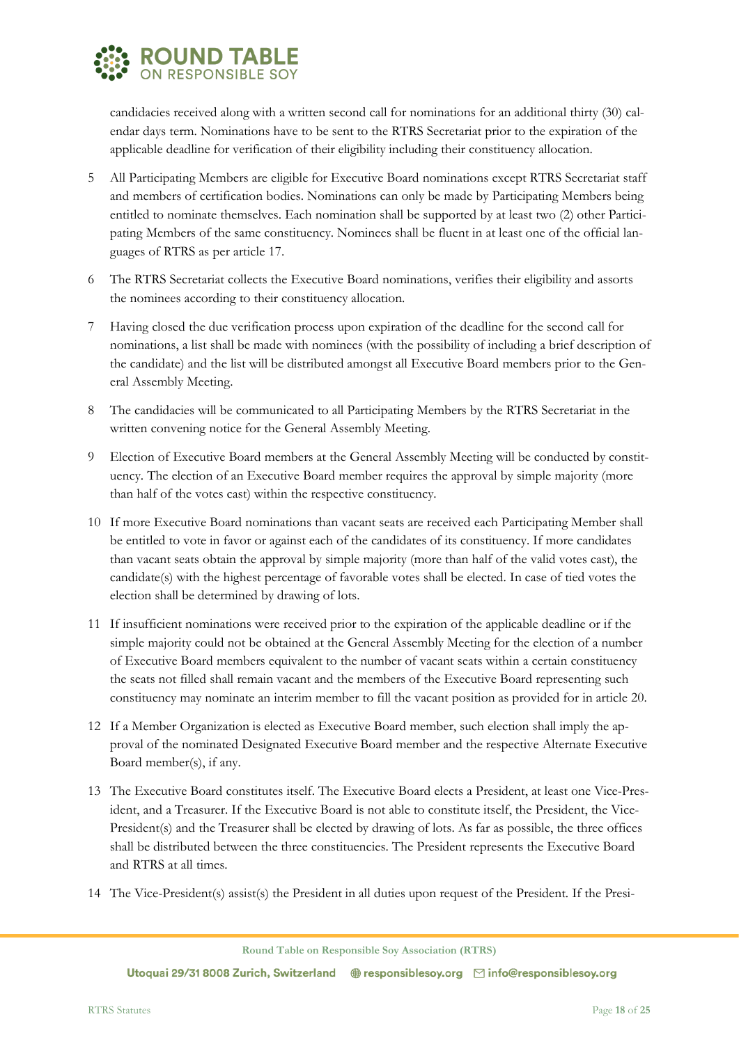candidacies received along with a written second call for nominations for an additional thirty (30) calendar days term. Nominations have to be sent to the RTRS Secretariat prior to the expiration of the applicable deadline for verification of their eligibility including their constituency allocation.

5 All Participating Members are eligible for Executive Board nominations except RTRS Secretariat staff and members of certification bodies. Nominations can only be made by Participating Members being entitled to nominate themselves. Each nomination shall be supported by at least two (2) other Participating Members of the same constituency. Nominees shall be fluent in at least one of the official languages of RTRS as per article 17.

6 The RTRS Secretariat collects the Executive Board nominations, verifies their eligibility and assorts the nominees according to their constituency allocation.

7 Having closed the due verification process upon expiration of the deadline for the second call for nominations, a list shall be made with nominees (with the possibility of including a brief description of the candidate) and the list will be distributed amongst all Executive Board members prior to the General Assembly Meeting.

8 The candidacies will be communicated to all Participating Members by the RTRS Secretariat in the written convening notice for the General Assembly Meeting.

9 Election of Executive Board members at the General Assembly Meeting will be conducted by constituency. The election of an Executive Board member requires the approval by simple majority (more than half of the votes cast) within the respective constituency.

10 If more Executive Board nominations than vacant seats are received each Participating Member shall be entitled to vote in favor or against each of the candidates of its constituency. If more candidates than vacant seats obtain the approval by simple majority (more than half of the valid votes cast), the candidate(s) with the highest percentage of favorable votes shall be elected. In case of tied votes the election shall be determined by drawing of lots.

11 If insufficient nominations were received prior to the expiration of the applicable deadline or if the simple majority could not be obtained at the General Assembly Meeting for the election of a number of Executive Board members equivalent to the number of vacant seats within a certain constituency the seats not filled shall remain vacant and the members of the Executive Board representing such constituency may nominate an interim member to fill the vacant position as provided for in article 20.

12 If a Member Organization is elected as Executive Board member, such election shall imply the approval of the nominated Designated Executive Board member and the respective Alternate Executive Board member(s), if any.

13 The Executive Board constitutes itself. The Executive Board elects a President, at least one Vice-President, and a Treasurer. If the Executive Board is not able to constitute itself, the President, the Vice-President(s) and the Treasurer shall be elected by drawing of lots. As far as possible, the three offices shall be distributed between the three constituencies. The President represents the Executive Board and RTRS at all times.

14 The Vice-President(s) assist(s) the President in all duties upon request of the President. If the Presi-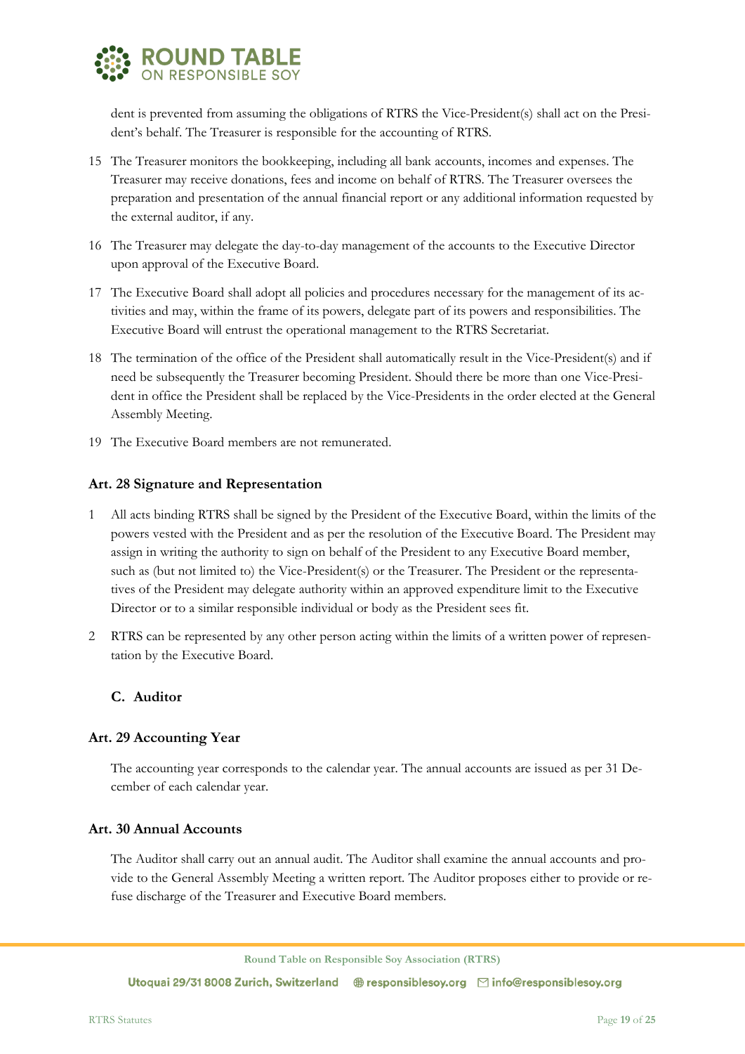dent is prevented from assuming the obligations of RTRS the Vice-President(s) shall act on the President's behalf. The Treasurer is responsible for the accounting of RTRS.

15 The Treasurer monitors the bookkeeping, including all bank accounts, incomes and expenses. The Treasurer may receive donations, fees and income on behalf of RTRS. The Treasurer oversees the preparation and presentation of the annual financial report or any additional information requested by the external auditor, if any.

16 The Treasurer may delegate the day-to-day management of the accounts to the Executive Director upon approval of the Executive Board.

17 The Executive Board shall adopt all policies and procedures necessary for the management of its activities and may, within the frame of its powers, delegate part of its powers and responsibilities. The Executive Board will entrust the operational management to the RTRS Secretariat.

18 The termination of the office of the President shall automatically result in the Vice-President(s) and if need be subsequently the Treasurer becoming President. Should there be more than one Vice-President in office the President shall be replaced by the Vice-Presidents in the order elected at the General Assembly Meeting.

19 The Executive Board members are not remunerated.

### Art. 28 Signature and Representation

1 All acts binding RTRS shall be signed by the President of the Executive Board, within the limits of the powers vested with the President and as per the resolution of the Executive Board. The President may assign in writing the authority to sign on behalf of the President to any Executive Board member, such as (but not limited to) the Vice-President(s) or the Treasurer. The President or the representatives of the President may delegate authority within an approved expenditure limit to the Executive Director or to a similar responsible individual or body as the President sees fit.

2 RTRS can be represented by any other person acting within the limits of a written power of representation by the Executive Board.

## C. Auditor

### Art. 29 Accounting Year

The accounting year corresponds to the calendar year. The annual accounts are issued as per 31 December of each calendar year.

### Art. 30 Annual Accounts

The Auditor shall carry out an annual audit. The Auditor shall examine the annual accounts and provide to the General Assembly Meeting a written report. The Auditor proposes either to provide or refuse discharge of the Treasurer and Executive Board members.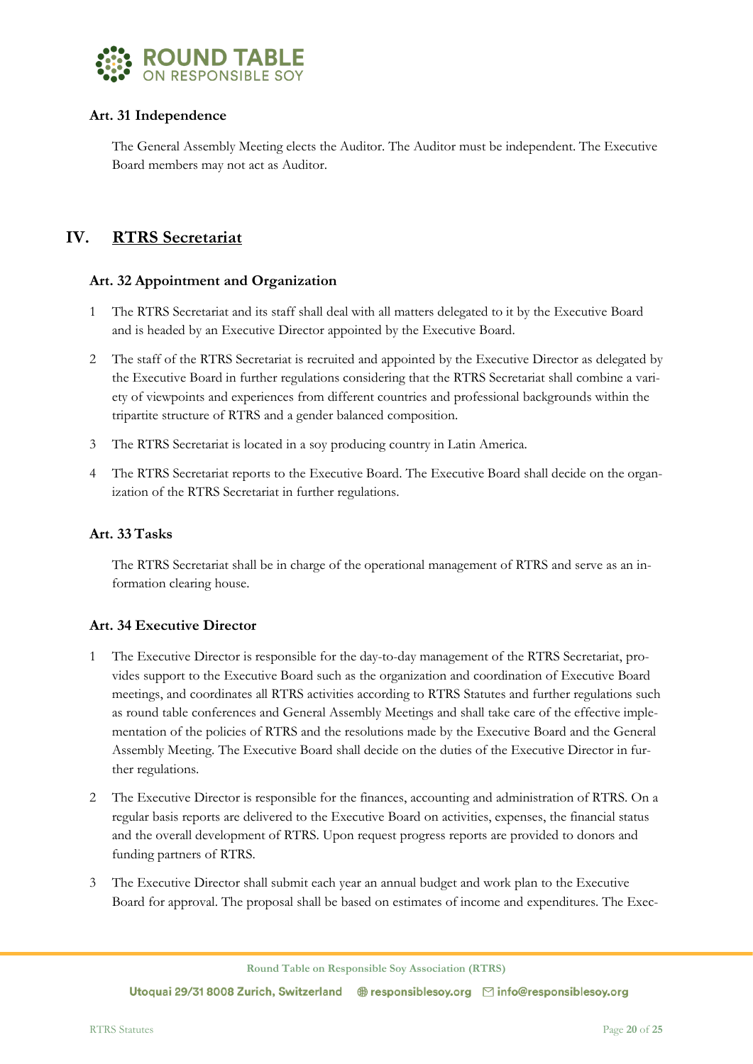### Art. 31 Independence

The General Assembly Meeting elects the Auditor. The Auditor must be independent. The Executive Board members may not act as Auditor.

## IV. RTRS Secretariat

### Art. 32 Appointment and Organization

1. The RTRS Secretariat and its staff shall deal with all matters delegated to it by the Executive Board and is headed by an Executive Director appointed by the Executive Board.
2. The staff of the RTRS Secretariat is recruited and appointed by the Executive Director as delegated by the Executive Board in further regulations considering that the RTRS Secretariat shall combine a variety of viewpoints and experiences from different countries and professional backgrounds within the tripartite structure of RTRS and a gender balanced composition.
3. The RTRS Secretariat is located in a soy producing country in Latin America.
4. The RTRS Secretariat reports to the Executive Board. The Executive Board shall decide on the organization of the RTRS Secretariat in further regulations.

### Art. 33 Tasks

The RTRS Secretariat shall be in charge of the operational management of RTRS and serve as an information clearing house.

### Art. 34 Executive Director

1. The Executive Director is responsible for the day-to-day management of the RTRS Secretariat, provides support to the Executive Board such as the organization and coordination of Executive Board meetings, and coordinates all RTRS activities according to RTRS Statutes and further regulations such as round table conferences and General Assembly Meetings and shall take care of the effective implementation of the policies of RTRS and the resolutions made by the Executive Board and the General Assembly Meeting. The Executive Board shall decide on the duties of the Executive Director in further regulations.
2. The Executive Director is responsible for the finances, accounting and administration of RTRS. On a regular basis reports are delivered to the Executive Board on activities, expenses, the financial status and the overall development of RTRS. Upon request progress reports are provided to donors and funding partners of RTRS.
3. The Executive Director shall submit each year an annual budget and work plan to the Executive Board for approval. The proposal shall be based on estimates of income and expenditures. The Exec-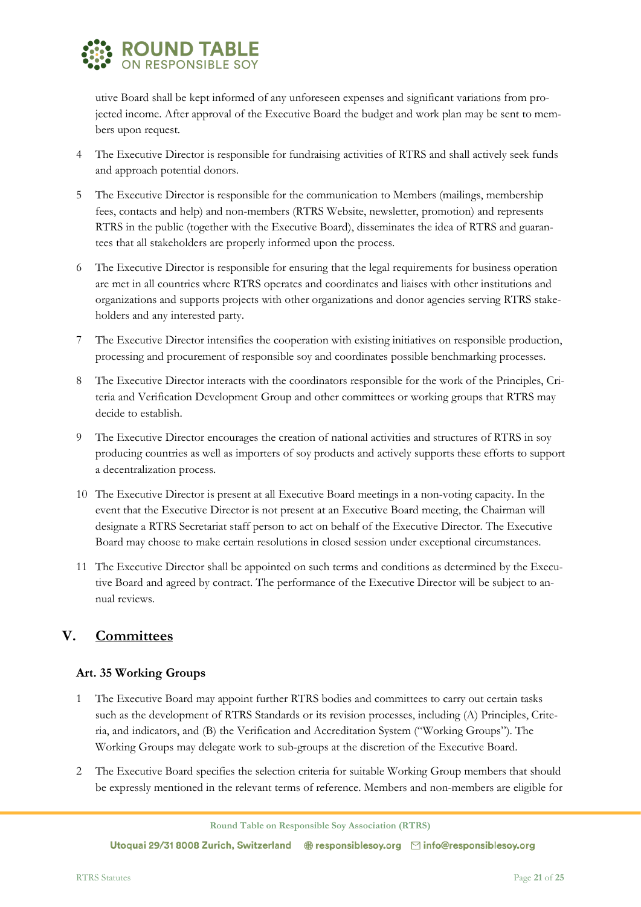utive Board shall be kept informed of any unforeseen expenses and significant variations from projected income. After approval of the Executive Board the budget and work plan may be sent to members upon request.

4. The Executive Director is responsible for fundraising activities of RTRS and shall actively seek funds and approach potential donors.

5. The Executive Director is responsible for the communication to Members (mailings, membership fees, contacts and help) and non-members (RTRS Website, newsletter, promotion) and represents RTRS in the public (together with the Executive Board), disseminates the idea of RTRS and guarantees that all stakeholders are properly informed upon the process.

6. The Executive Director is responsible for ensuring that the legal requirements for business operation are met in all countries where RTRS operates and coordinates and liaises with other institutions and organizations and supports projects with other organizations and donor agencies serving RTRS stakeholders and any interested party.

7. The Executive Director intensifies the cooperation with existing initiatives on responsible production, processing and procurement of responsible soy and coordinates possible benchmarking processes.

8. The Executive Director interacts with the coordinators responsible for the work of the Principles, Criteria and Verification Development Group and other committees or working groups that RTRS may decide to establish.

9. The Executive Director encourages the creation of national activities and structures of RTRS in soy producing countries as well as importers of soy products and actively supports these efforts to support a decentralization process.

10. The Executive Director is present at all Executive Board meetings in a non-voting capacity. In the event that the Executive Director is not present at an Executive Board meeting, the Chairman will designate a RTRS Secretariat staff person to act on behalf of the Executive Director. The Executive Board may choose to make certain resolutions in closed session under exceptional circumstances.

11. The Executive Director shall be appointed on such terms and conditions as determined by the Executive Board and agreed by contract. The performance of the Executive Director will be subject to annual reviews.

## V. Committees

### Art. 35 Working Groups

1. The Executive Board may appoint further RTRS bodies and committees to carry out certain tasks such as the development of RTRS Standards or its revision processes, including (A) Principles, Criteria, and indicators, and (B) the Verification and Accreditation System ("Working Groups"). The Working Groups may delegate work to sub-groups at the discretion of the Executive Board.

2. The Executive Board specifies the selection criteria for suitable Working Group members that should be expressly mentioned in the relevant terms of reference. Members and non-members are eligible for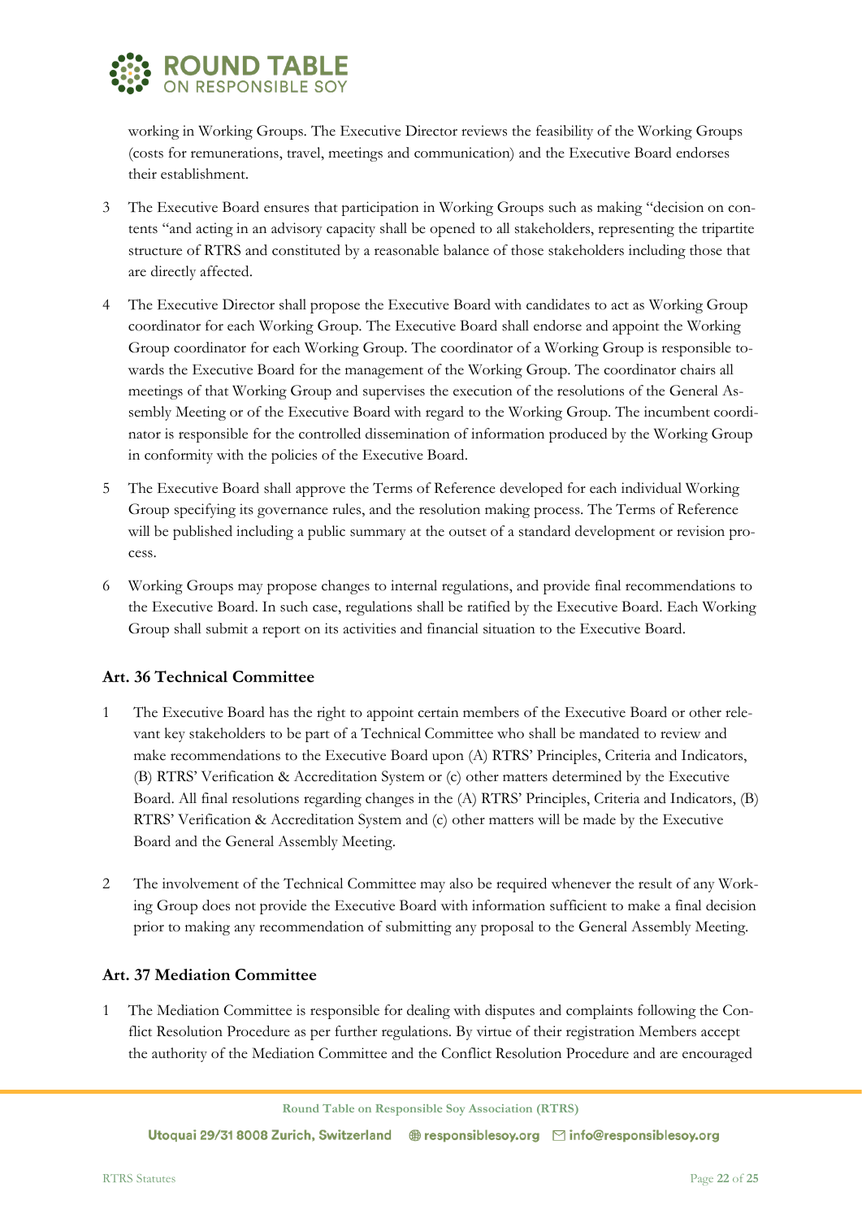working in Working Groups. The Executive Director reviews the feasibility of the Working Groups (costs for remunerations, travel, meetings and communication) and the Executive Board endorses their establishment.

3 The Executive Board ensures that participation in Working Groups such as making "decision on contents "and acting in an advisory capacity shall be opened to all stakeholders, representing the tripartite structure of RTRS and constituted by a reasonable balance of those stakeholders including those that are directly affected.

4 The Executive Director shall propose the Executive Board with candidates to act as Working Group coordinator for each Working Group. The Executive Board shall endorse and appoint the Working Group coordinator for each Working Group. The coordinator of a Working Group is responsible towards the Executive Board for the management of the Working Group. The coordinator chairs all meetings of that Working Group and supervises the execution of the resolutions of the General Assembly Meeting or of the Executive Board with regard to the Working Group. The incumbent coordinator is responsible for the controlled dissemination of information produced by the Working Group in conformity with the policies of the Executive Board.

5 The Executive Board shall approve the Terms of Reference developed for each individual Working Group specifying its governance rules, and the resolution making process. The Terms of Reference will be published including a public summary at the outset of a standard development or revision process.

6 Working Groups may propose changes to internal regulations, and provide final recommendations to the Executive Board. In such case, regulations shall be ratified by the Executive Board. Each Working Group shall submit a report on its activities and financial situation to the Executive Board.

### Art. 36 Technical Committee

1 The Executive Board has the right to appoint certain members of the Executive Board or other relevant key stakeholders to be part of a Technical Committee who shall be mandated to review and make recommendations to the Executive Board upon (A) RTRS' Principles, Criteria and Indicators, (B) RTRS' Verification & Accreditation System or (c) other matters determined by the Executive Board. All final resolutions regarding changes in the (A) RTRS' Principles, Criteria and Indicators, (B) RTRS' Verification & Accreditation System and (c) other matters will be made by the Executive Board and the General Assembly Meeting.

2 The involvement of the Technical Committee may also be required whenever the result of any Working Group does not provide the Executive Board with information sufficient to make a final decision prior to making any recommendation of submitting any proposal to the General Assembly Meeting.

### Art. 37 Mediation Committee

1 The Mediation Committee is responsible for dealing with disputes and complaints following the Conflict Resolution Procedure as per further regulations. By virtue of their registration Members accept the authority of the Mediation Committee and the Conflict Resolution Procedure and are encouraged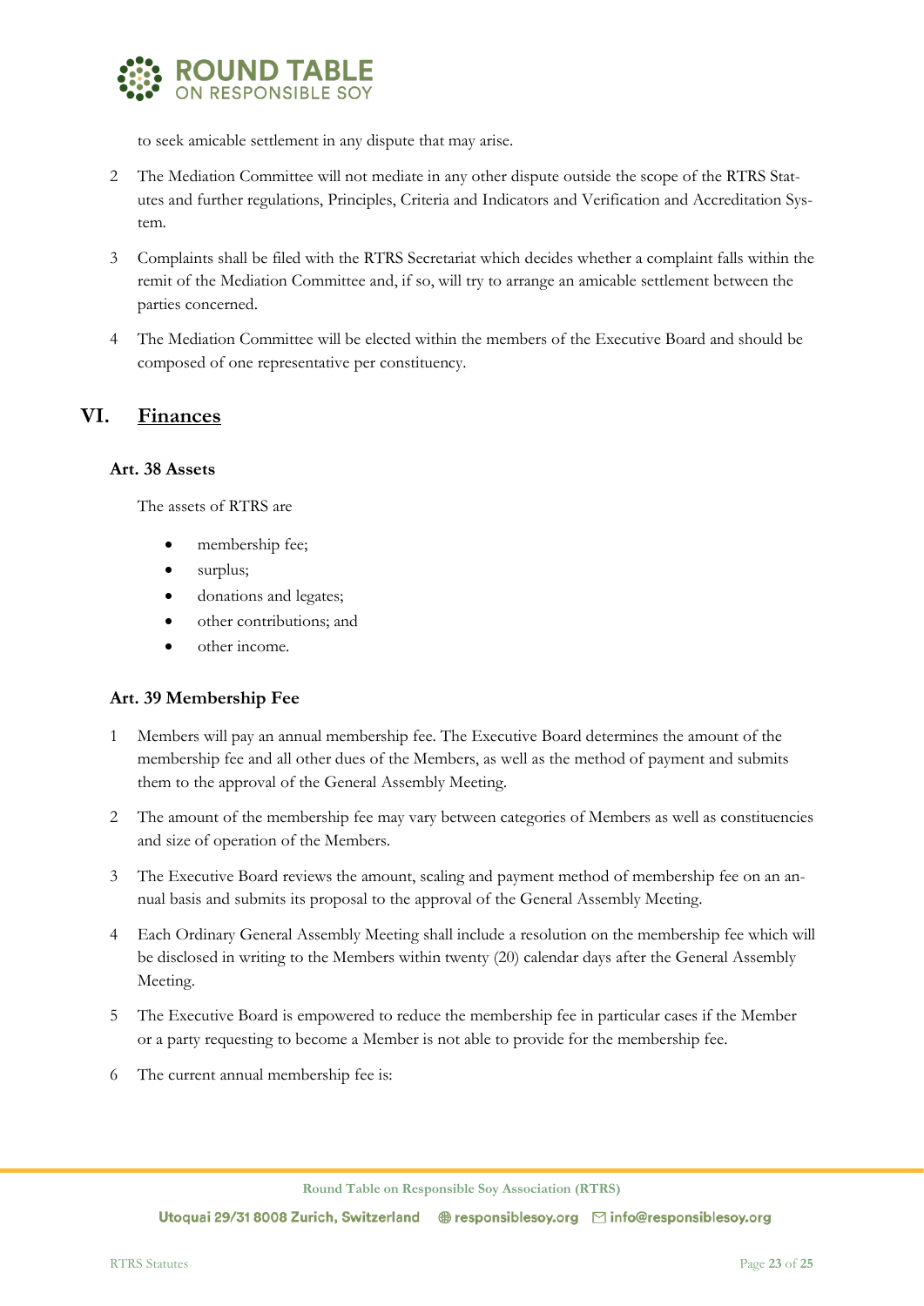to seek amicable settlement in any dispute that may arise.

2 The Mediation Committee will not mediate in any other dispute outside the scope of the RTRS Statutes and further regulations, Principles, Criteria and Indicators and Verification and Accreditation System.

3 Complaints shall be filed with the RTRS Secretariat which decides whether a complaint falls within the remit of the Mediation Committee and, if so, will try to arrange an amicable settlement between the parties concerned.

4 The Mediation Committee will be elected within the members of the Executive Board and should be composed of one representative per constituency.

## VI. Finances

### Art. 38 Assets

The assets of RTRS are

- membership fee;
- surplus;
- donations and legates;
- other contributions; and
- other income.

### Art. 39 Membership Fee

1 Members will pay an annual membership fee. The Executive Board determines the amount of the membership fee and all other dues of the Members, as well as the method of payment and submits them to the approval of the General Assembly Meeting.

2 The amount of the membership fee may vary between categories of Members as well as constituencies and size of operation of the Members.

3 The Executive Board reviews the amount, scaling and payment method of membership fee on an annual basis and submits its proposal to the approval of the General Assembly Meeting.

4 Each Ordinary General Assembly Meeting shall include a resolution on the membership fee which will be disclosed in writing to the Members within twenty (20) calendar days after the General Assembly Meeting.

5 The Executive Board is empowered to reduce the membership fee in particular cases if the Member or a party requesting to become a Member is not able to provide for the membership fee.

6 The current annual membership fee is: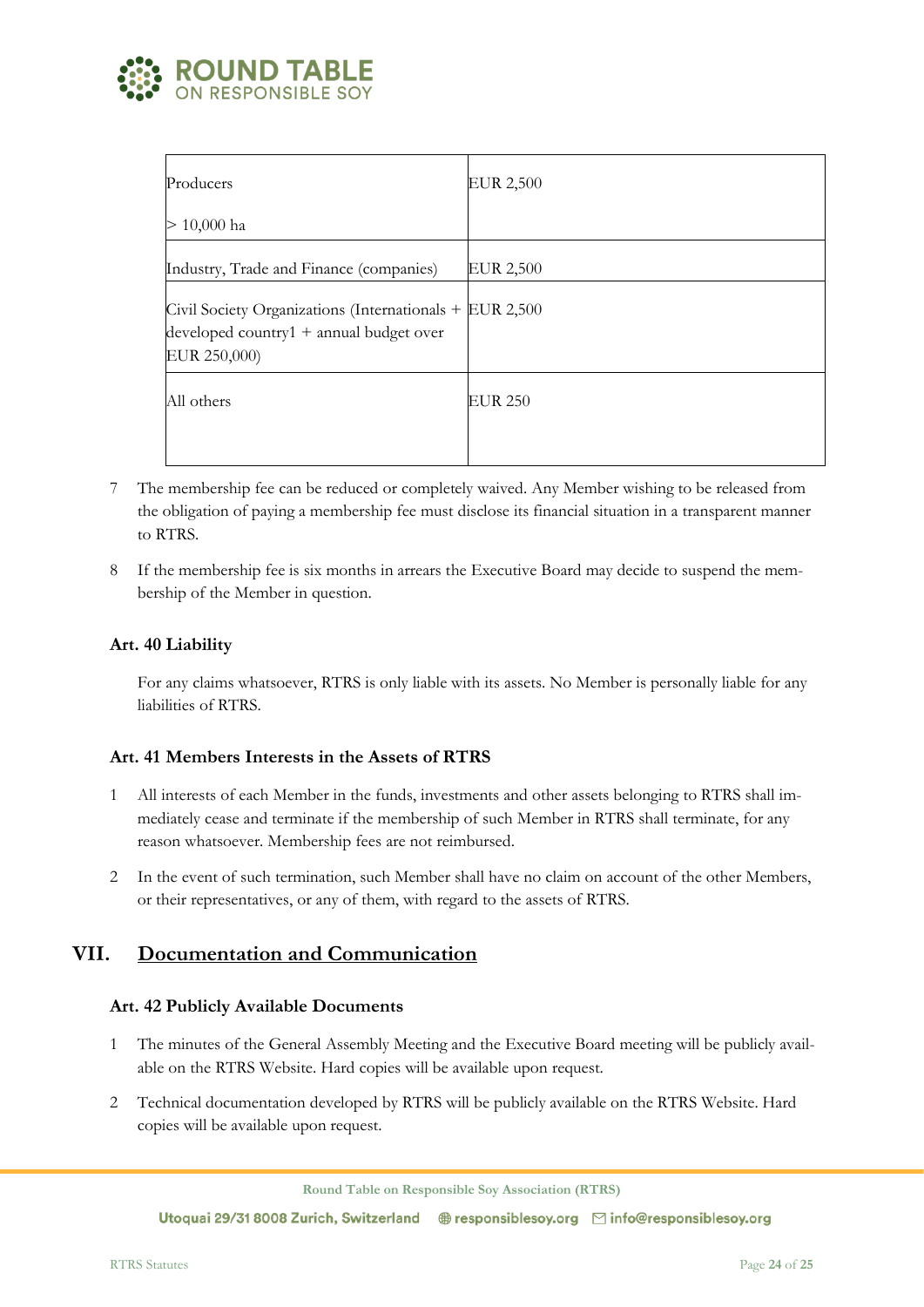| Producers<br><br>> 10,000 ha | EUR 2,500 |
|---|---|
| Industry, Trade and Finance (companies) | EUR 2,500 |
| Civil Society Organizations (Internationals + developed country1 + annual budget over EUR 250,000) | EUR 2,500 |
| All others | EUR 250 |

7 The membership fee can be reduced or completely waived. Any Member wishing to be released from the obligation of paying a membership fee must disclose its financial situation in a transparent manner to RTRS.

8 If the membership fee is six months in arrears the Executive Board may decide to suspend the membership of the Member in question.

### Art. 40 Liability

For any claims whatsoever, RTRS is only liable with its assets. No Member is personally liable for any liabilities of RTRS.

### Art. 41 Members Interests in the Assets of RTRS

1 All interests of each Member in the funds, investments and other assets belonging to RTRS shall immediately cease and terminate if the membership of such Member in RTRS shall terminate, for any reason whatsoever. Membership fees are not reimbursed.

2 In the event of such termination, such Member shall have no claim on account of the other Members, or their representatives, or any of them, with regard to the assets of RTRS.

## VII. Documentation and Communication

### Art. 42 Publicly Available Documents

1 The minutes of the General Assembly Meeting and the Executive Board meeting will be publicly available on the RTRS Website. Hard copies will be available upon request.

2 Technical documentation developed by RTRS will be publicly available on the RTRS Website. Hard copies will be available upon request.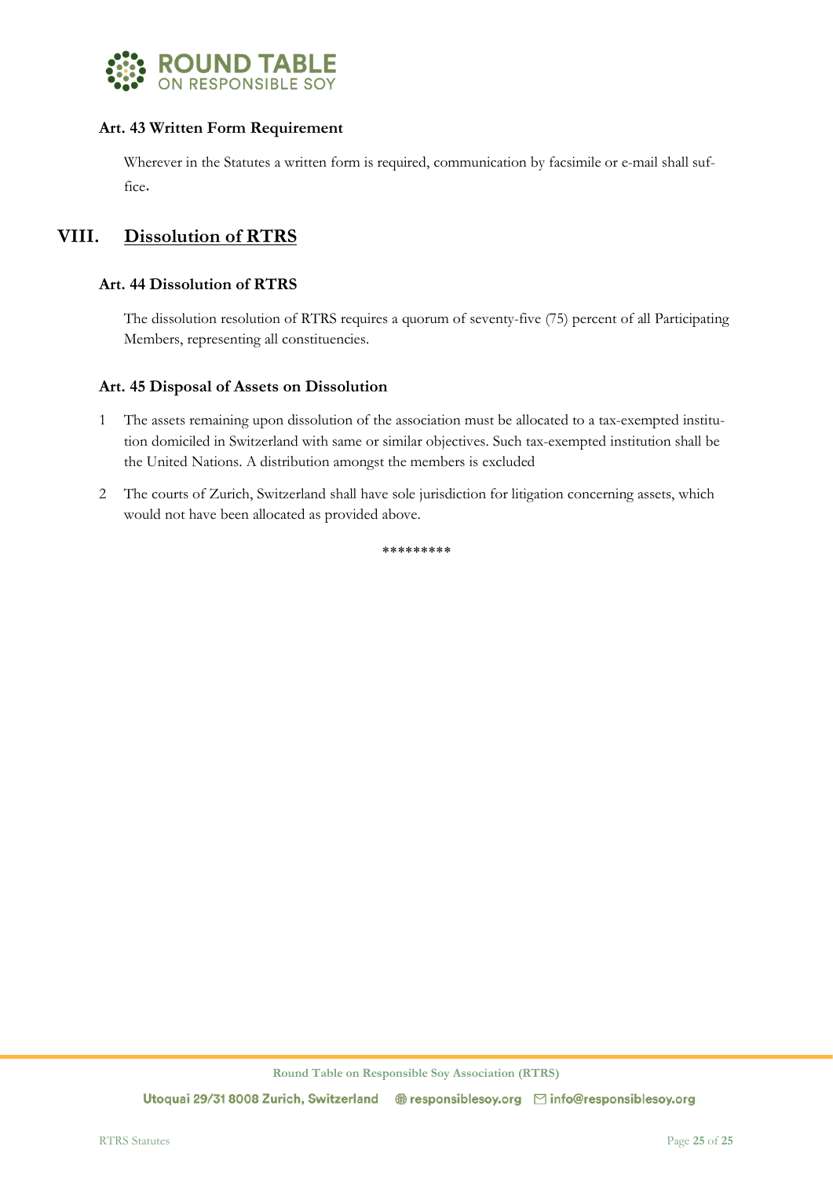### Art. 43 Written Form Requirement

Wherever in the Statutes a written form is required, communication by facsimile or e-mail shall suffice.

## VIII. Dissolution of RTRS

### Art. 44 Dissolution of RTRS

The dissolution resolution of RTRS requires a quorum of seventy-five (75) percent of all Participating Members, representing all constituencies.

### Art. 45 Disposal of Assets on Dissolution

1 The assets remaining upon dissolution of the association must be allocated to a tax-exempted institution domiciled in Switzerland with same or similar objectives. Such tax-exempted institution shall be the United Nations. A distribution amongst the members is excluded

2 The courts of Zurich, Switzerland shall have sole jurisdiction for litigation concerning assets, which would not have been allocated as provided above.

*********